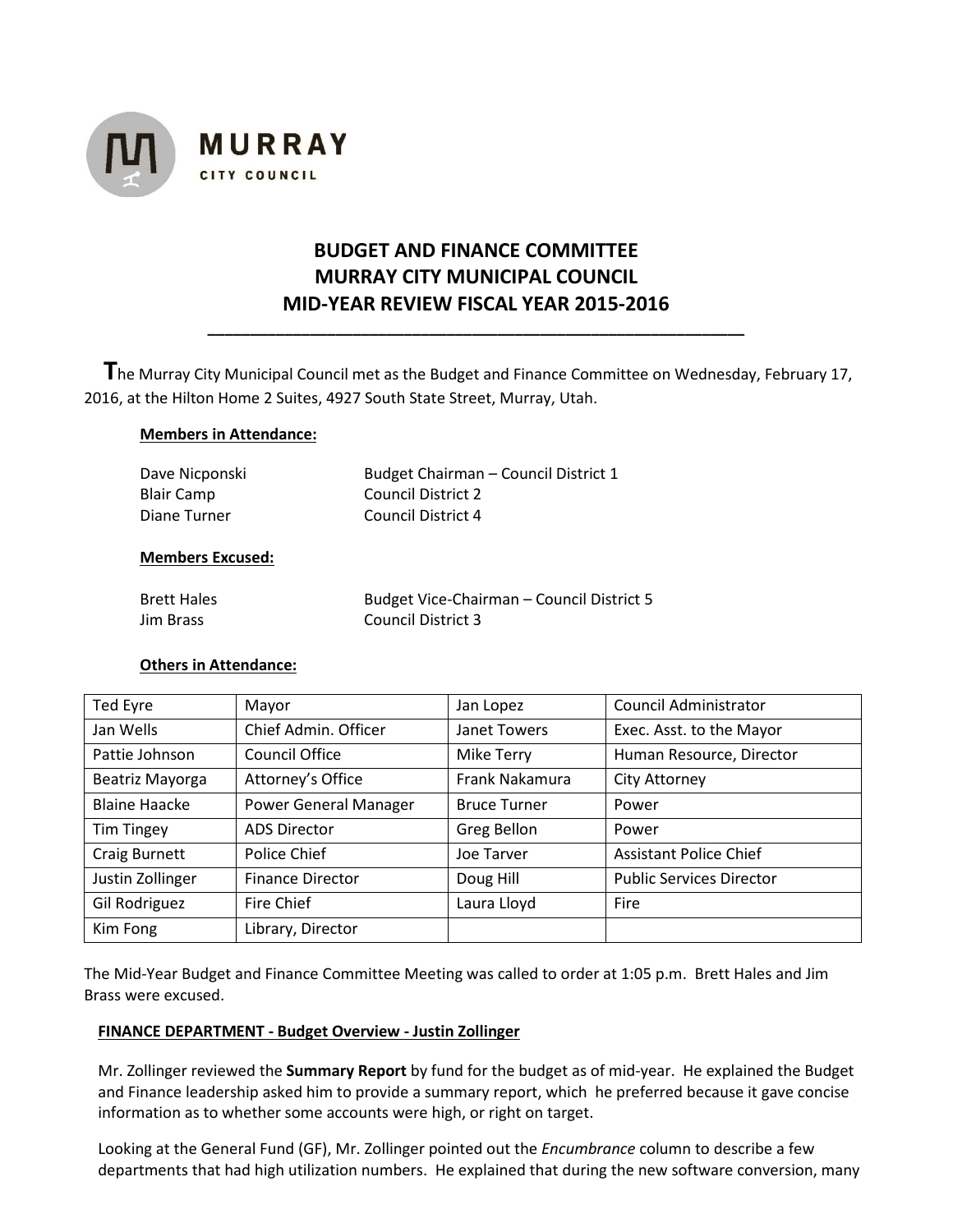MURRAY
CITY COUNCIL

# BUDGET AND FINANCE COMMITTEE
# MURRAY CITY MUNICIPAL COUNCIL
# MID-YEAR REVIEW FISCAL YEAR 2015-2016

---

**T**he Murray City Municipal Council met as the Budget and Finance Committee on Wednesday, February 17, 2016, at the Hilton Home 2 Suites, 4927 South State Street, Murray, Utah.

**Members in Attendance:**

| | |
|---|---|
| Dave Nicponski | Budget Chairman – Council District 1 |
| Blair Camp | Council District 2 |
| Diane Turner | Council District 4 |

**Members Excused:**

| | |
|---|---|
| Brett Hales | Budget Vice-Chairman – Council District 5 |
| Jim Brass | Council District 3 |

**Others in Attendance:**

| | | | |
|---|---|---|---|
| Ted Eyre | Mayor | Jan Lopez | Council Administrator |
| Jan Wells | Chief Admin. Officer | Janet Towers | Exec. Asst. to the Mayor |
| Pattie Johnson | Council Office | Mike Terry | Human Resource, Director |
| Beatriz Mayorga | Attorney's Office | Frank Nakamura | City Attorney |
| Blaine Haacke | Power General Manager | Bruce Turner | Power |
| Tim Tingey | ADS Director | Greg Bellon | Power |
| Craig Burnett | Police Chief | Joe Tarver | Assistant Police Chief |
| Justin Zollinger | Finance Director | Doug Hill | Public Services Director |
| Gil Rodriguez | Fire Chief | Laura Lloyd | Fire |
| Kim Fong | Library, Director | | |

The Mid-Year Budget and Finance Committee Meeting was called to order at 1:05 p.m. Brett Hales and Jim Brass were excused.

**FINANCE DEPARTMENT - Budget Overview - Justin Zollinger**

Mr. Zollinger reviewed the **Summary Report** by fund for the budget as of mid-year. He explained the Budget and Finance leadership asked him to provide a summary report, which he preferred because it gave concise information as to whether some accounts were high, or right on target.

Looking at the General Fund (GF), Mr. Zollinger pointed out the *Encumbrance* column to describe a few departments that had high utilization numbers. He explained that during the new software conversion, many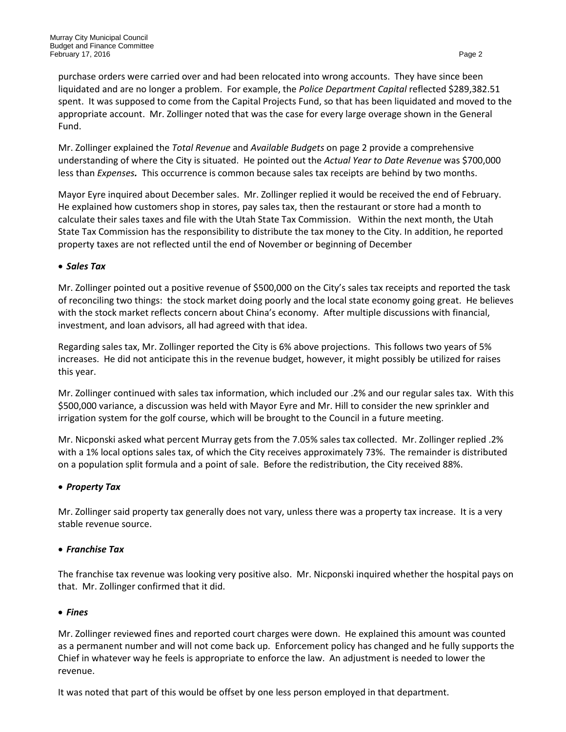purchase orders were carried over and had been relocated into wrong accounts. They have since been liquidated and are no longer a problem. For example, the *Police Department Capital* reflected $289,382.51 spent. It was supposed to come from the Capital Projects Fund, so that has been liquidated and moved to the appropriate account. Mr. Zollinger noted that was the case for every large overage shown in the General Fund.

Mr. Zollinger explained the *Total Revenue* and *Available Budgets* on page 2 provide a comprehensive understanding of where the City is situated. He pointed out the *Actual Year to Date Revenue* was $700,000 less than *Expenses*. This occurrence is common because sales tax receipts are behind by two months.

Mayor Eyre inquired about December sales. Mr. Zollinger replied it would be received the end of February. He explained how customers shop in stores, pay sales tax, then the restaurant or store had a month to calculate their sales taxes and file with the Utah State Tax Commission. Within the next month, the Utah State Tax Commission has the responsibility to distribute the tax money to the City. In addition, he reported property taxes are not reflected until the end of November or beginning of December

- ***Sales Tax***

Mr. Zollinger pointed out a positive revenue of $500,000 on the City's sales tax receipts and reported the task of reconciling two things: the stock market doing poorly and the local state economy going great. He believes with the stock market reflects concern about China's economy. After multiple discussions with financial, investment, and loan advisors, all had agreed with that idea.

Regarding sales tax, Mr. Zollinger reported the City is 6% above projections. This follows two years of 5% increases. He did not anticipate this in the revenue budget, however, it might possibly be utilized for raises this year.

Mr. Zollinger continued with sales tax information, which included our .2% and our regular sales tax. With this $500,000 variance, a discussion was held with Mayor Eyre and Mr. Hill to consider the new sprinkler and irrigation system for the golf course, which will be brought to the Council in a future meeting.

Mr. Nicponski asked what percent Murray gets from the 7.05% sales tax collected. Mr. Zollinger replied .2% with a 1% local options sales tax, of which the City receives approximately 73%. The remainder is distributed on a population split formula and a point of sale. Before the redistribution, the City received 88%.

- ***Property Tax***

Mr. Zollinger said property tax generally does not vary, unless there was a property tax increase. It is a very stable revenue source.

- ***Franchise Tax***

The franchise tax revenue was looking very positive also. Mr. Nicponski inquired whether the hospital pays on that. Mr. Zollinger confirmed that it did.

- ***Fines***

Mr. Zollinger reviewed fines and reported court charges were down. He explained this amount was counted as a permanent number and will not come back up. Enforcement policy has changed and he fully supports the Chief in whatever way he feels is appropriate to enforce the law. An adjustment is needed to lower the revenue.

It was noted that part of this would be offset by one less person employed in that department.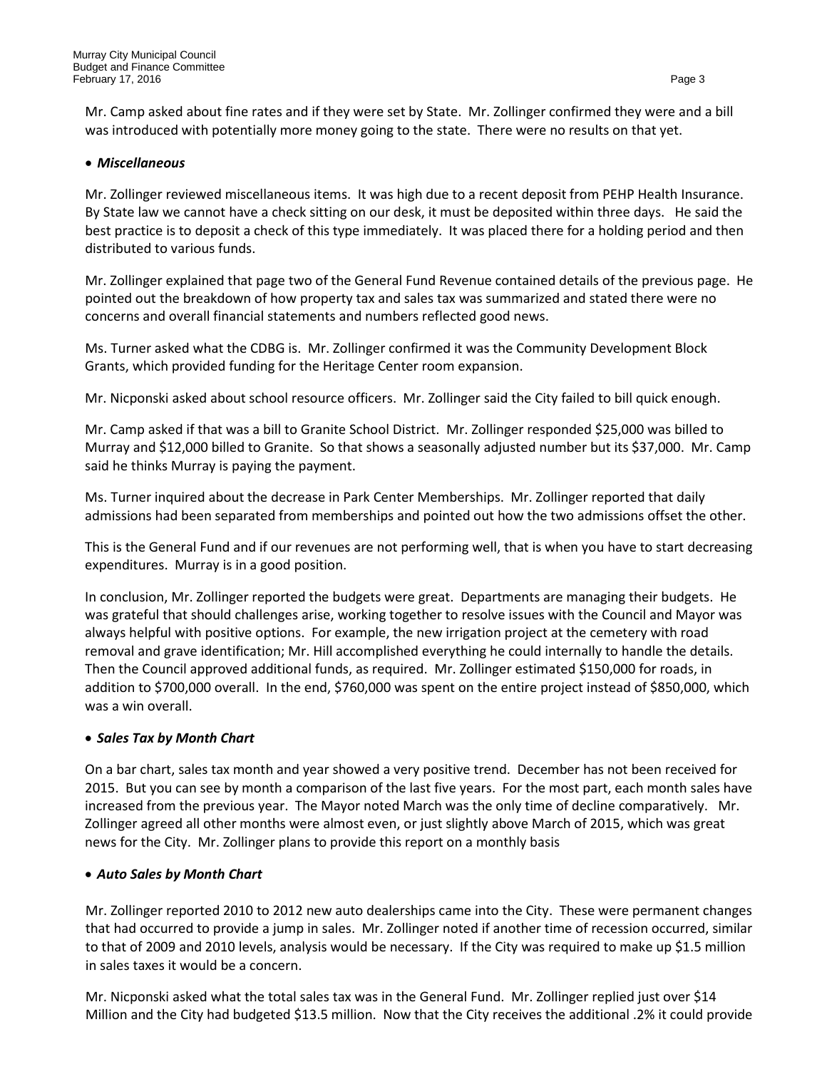Mr. Camp asked about fine rates and if they were set by State. Mr. Zollinger confirmed they were and a bill was introduced with potentially more money going to the state. There were no results on that yet.

- ***Miscellaneous***

Mr. Zollinger reviewed miscellaneous items. It was high due to a recent deposit from PEHP Health Insurance. By State law we cannot have a check sitting on our desk, it must be deposited within three days. He said the best practice is to deposit a check of this type immediately. It was placed there for a holding period and then distributed to various funds.

Mr. Zollinger explained that page two of the General Fund Revenue contained details of the previous page. He pointed out the breakdown of how property tax and sales tax was summarized and stated there were no concerns and overall financial statements and numbers reflected good news.

Ms. Turner asked what the CDBG is. Mr. Zollinger confirmed it was the Community Development Block Grants, which provided funding for the Heritage Center room expansion.

Mr. Nicponski asked about school resource officers. Mr. Zollinger said the City failed to bill quick enough.

Mr. Camp asked if that was a bill to Granite School District. Mr. Zollinger responded $25,000 was billed to Murray and $12,000 billed to Granite. So that shows a seasonally adjusted number but its $37,000. Mr. Camp said he thinks Murray is paying the payment.

Ms. Turner inquired about the decrease in Park Center Memberships. Mr. Zollinger reported that daily admissions had been separated from memberships and pointed out how the two admissions offset the other.

This is the General Fund and if our revenues are not performing well, that is when you have to start decreasing expenditures. Murray is in a good position.

In conclusion, Mr. Zollinger reported the budgets were great. Departments are managing their budgets. He was grateful that should challenges arise, working together to resolve issues with the Council and Mayor was always helpful with positive options. For example, the new irrigation project at the cemetery with road removal and grave identification; Mr. Hill accomplished everything he could internally to handle the details. Then the Council approved additional funds, as required. Mr. Zollinger estimated $150,000 for roads, in addition to $700,000 overall. In the end, $760,000 was spent on the entire project instead of $850,000, which was a win overall.

- ***Sales Tax by Month Chart***

On a bar chart, sales tax month and year showed a very positive trend. December has not been received for 2015. But you can see by month a comparison of the last five years. For the most part, each month sales have increased from the previous year. The Mayor noted March was the only time of decline comparatively. Mr. Zollinger agreed all other months were almost even, or just slightly above March of 2015, which was great news for the City. Mr. Zollinger plans to provide this report on a monthly basis

- ***Auto Sales by Month Chart***

Mr. Zollinger reported 2010 to 2012 new auto dealerships came into the City. These were permanent changes that had occurred to provide a jump in sales. Mr. Zollinger noted if another time of recession occurred, similar to that of 2009 and 2010 levels, analysis would be necessary. If the City was required to make up $1.5 million in sales taxes it would be a concern.

Mr. Nicponski asked what the total sales tax was in the General Fund. Mr. Zollinger replied just over $14 Million and the City had budgeted $13.5 million. Now that the City receives the additional .2% it could provide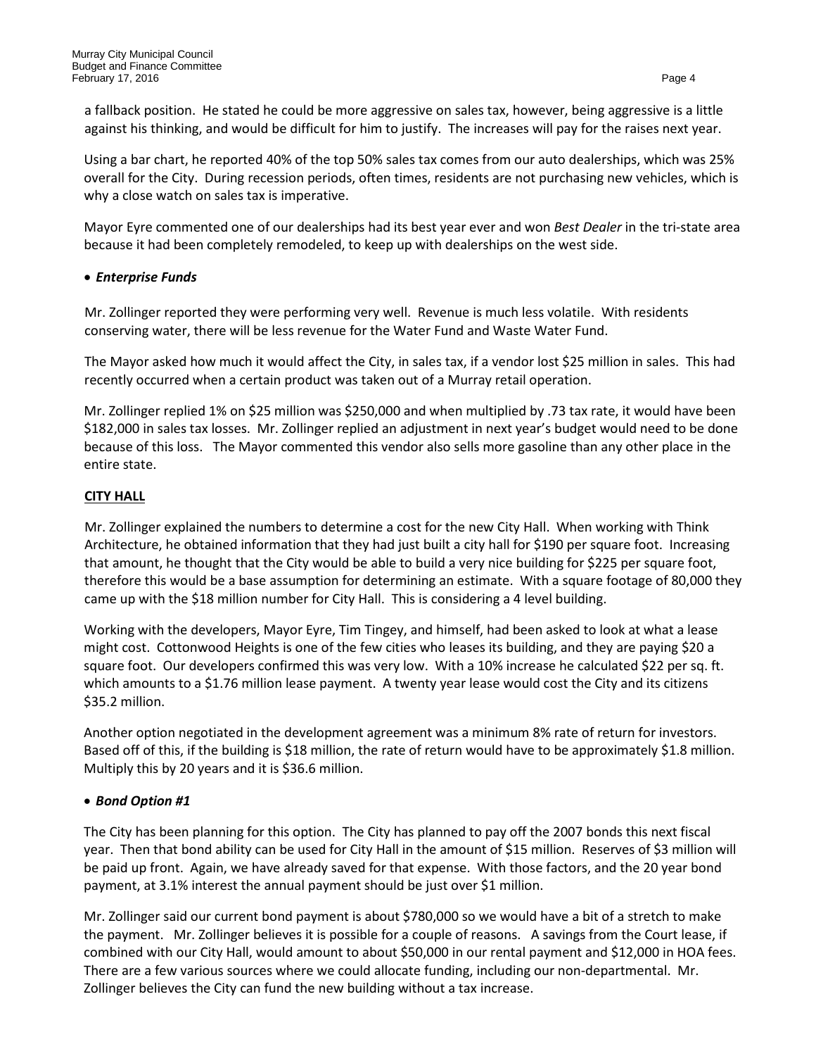a fallback position. He stated he could be more aggressive on sales tax, however, being aggressive is a little against his thinking, and would be difficult for him to justify. The increases will pay for the raises next year.

Using a bar chart, he reported 40% of the top 50% sales tax comes from our auto dealerships, which was 25% overall for the City. During recession periods, often times, residents are not purchasing new vehicles, which is why a close watch on sales tax is imperative.

Mayor Eyre commented one of our dealerships had its best year ever and won *Best Dealer* in the tri-state area because it had been completely remodeled, to keep up with dealerships on the west side.

- ***Enterprise Funds***

Mr. Zollinger reported they were performing very well. Revenue is much less volatile. With residents conserving water, there will be less revenue for the Water Fund and Waste Water Fund.

The Mayor asked how much it would affect the City, in sales tax, if a vendor lost $25 million in sales. This had recently occurred when a certain product was taken out of a Murray retail operation.

Mr. Zollinger replied 1% on $25 million was $250,000 and when multiplied by .73 tax rate, it would have been $182,000 in sales tax losses. Mr. Zollinger replied an adjustment in next year's budget would need to be done because of this loss. The Mayor commented this vendor also sells more gasoline than any other place in the entire state.

**CITY HALL**

Mr. Zollinger explained the numbers to determine a cost for the new City Hall. When working with Think Architecture, he obtained information that they had just built a city hall for $190 per square foot. Increasing that amount, he thought that the City would be able to build a very nice building for $225 per square foot, therefore this would be a base assumption for determining an estimate. With a square footage of 80,000 they came up with the $18 million number for City Hall. This is considering a 4 level building.

Working with the developers, Mayor Eyre, Tim Tingey, and himself, had been asked to look at what a lease might cost. Cottonwood Heights is one of the few cities who leases its building, and they are paying $20 a square foot. Our developers confirmed this was very low. With a 10% increase he calculated $22 per sq. ft. which amounts to a $1.76 million lease payment. A twenty year lease would cost the City and its citizens $35.2 million.

Another option negotiated in the development agreement was a minimum 8% rate of return for investors. Based off of this, if the building is $18 million, the rate of return would have to be approximately $1.8 million. Multiply this by 20 years and it is $36.6 million.

- ***Bond Option #1***

The City has been planning for this option. The City has planned to pay off the 2007 bonds this next fiscal year. Then that bond ability can be used for City Hall in the amount of $15 million. Reserves of $3 million will be paid up front. Again, we have already saved for that expense. With those factors, and the 20 year bond payment, at 3.1% interest the annual payment should be just over $1 million.

Mr. Zollinger said our current bond payment is about $780,000 so we would have a bit of a stretch to make the payment. Mr. Zollinger believes it is possible for a couple of reasons. A savings from the Court lease, if combined with our City Hall, would amount to about $50,000 in our rental payment and $12,000 in HOA fees. There are a few various sources where we could allocate funding, including our non-departmental. Mr. Zollinger believes the City can fund the new building without a tax increase.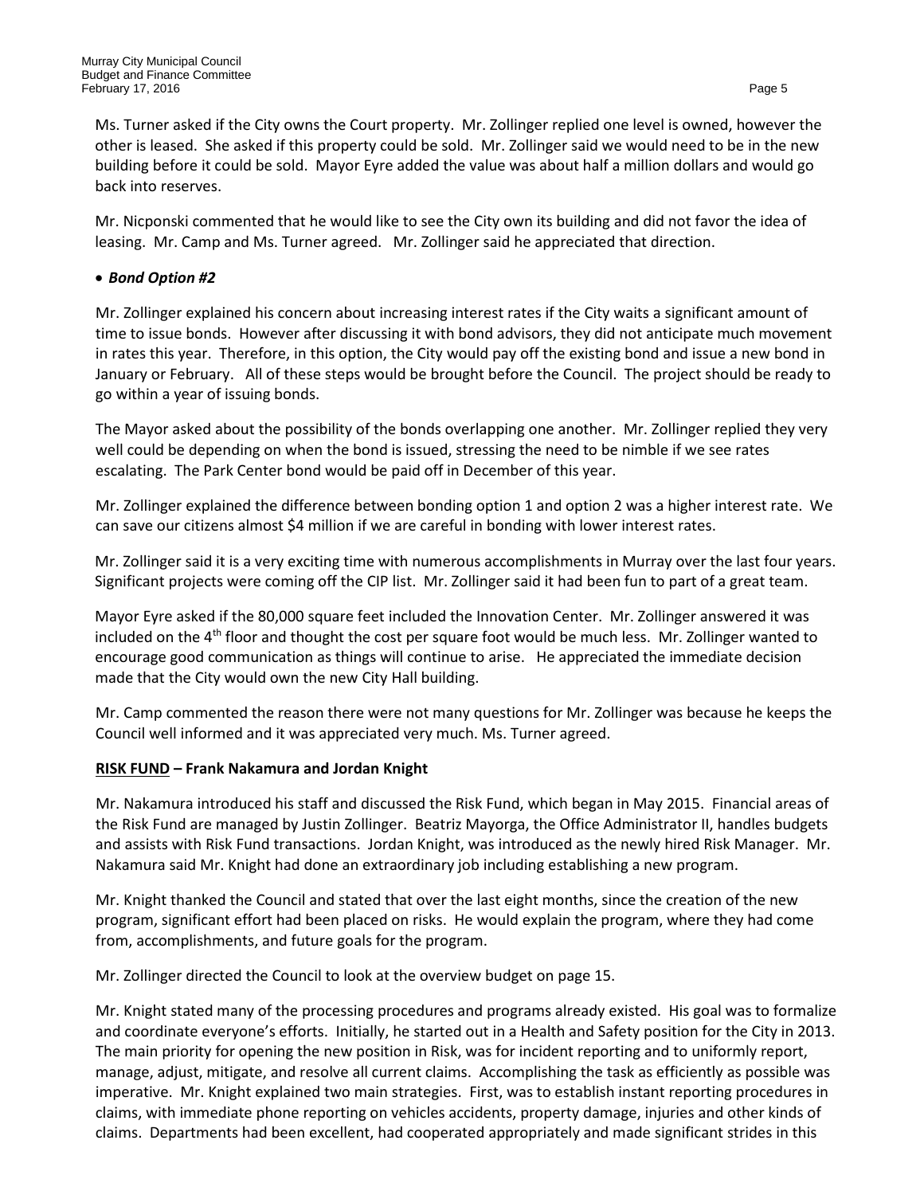Ms. Turner asked if the City owns the Court property. Mr. Zollinger replied one level is owned, however the other is leased. She asked if this property could be sold. Mr. Zollinger said we would need to be in the new building before it could be sold. Mayor Eyre added the value was about half a million dollars and would go back into reserves.

Mr. Nicponski commented that he would like to see the City own its building and did not favor the idea of leasing. Mr. Camp and Ms. Turner agreed. Mr. Zollinger said he appreciated that direction.

- ***Bond Option #2***

Mr. Zollinger explained his concern about increasing interest rates if the City waits a significant amount of time to issue bonds. However after discussing it with bond advisors, they did not anticipate much movement in rates this year. Therefore, in this option, the City would pay off the existing bond and issue a new bond in January or February. All of these steps would be brought before the Council. The project should be ready to go within a year of issuing bonds.

The Mayor asked about the possibility of the bonds overlapping one another. Mr. Zollinger replied they very well could be depending on when the bond is issued, stressing the need to be nimble if we see rates escalating. The Park Center bond would be paid off in December of this year.

Mr. Zollinger explained the difference between bonding option 1 and option 2 was a higher interest rate. We can save our citizens almost $4 million if we are careful in bonding with lower interest rates.

Mr. Zollinger said it is a very exciting time with numerous accomplishments in Murray over the last four years. Significant projects were coming off the CIP list. Mr. Zollinger said it had been fun to part of a great team.

Mayor Eyre asked if the 80,000 square feet included the Innovation Center. Mr. Zollinger answered it was included on the 4th floor and thought the cost per square foot would be much less. Mr. Zollinger wanted to encourage good communication as things will continue to arise. He appreciated the immediate decision made that the City would own the new City Hall building.

Mr. Camp commented the reason there were not many questions for Mr. Zollinger was because he keeps the Council well informed and it was appreciated very much. Ms. Turner agreed.

**RISK FUND – Frank Nakamura and Jordan Knight**

Mr. Nakamura introduced his staff and discussed the Risk Fund, which began in May 2015. Financial areas of the Risk Fund are managed by Justin Zollinger. Beatriz Mayorga, the Office Administrator II, handles budgets and assists with Risk Fund transactions. Jordan Knight, was introduced as the newly hired Risk Manager. Mr. Nakamura said Mr. Knight had done an extraordinary job including establishing a new program.

Mr. Knight thanked the Council and stated that over the last eight months, since the creation of the new program, significant effort had been placed on risks. He would explain the program, where they had come from, accomplishments, and future goals for the program.

Mr. Zollinger directed the Council to look at the overview budget on page 15.

Mr. Knight stated many of the processing procedures and programs already existed. His goal was to formalize and coordinate everyone's efforts. Initially, he started out in a Health and Safety position for the City in 2013. The main priority for opening the new position in Risk, was for incident reporting and to uniformly report, manage, adjust, mitigate, and resolve all current claims. Accomplishing the task as efficiently as possible was imperative. Mr. Knight explained two main strategies. First, was to establish instant reporting procedures in claims, with immediate phone reporting on vehicles accidents, property damage, injuries and other kinds of claims. Departments had been excellent, had cooperated appropriately and made significant strides in this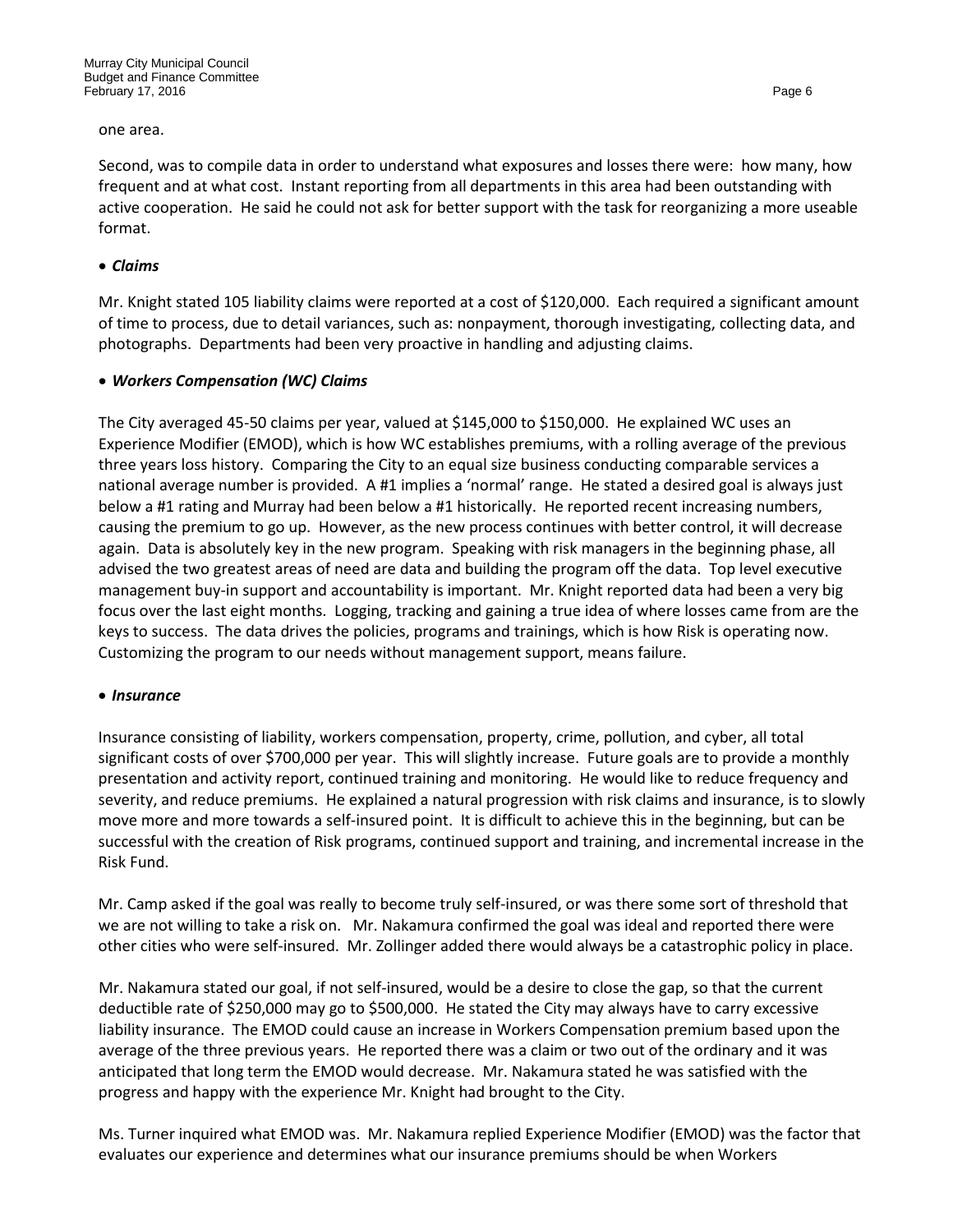one area.

Second, was to compile data in order to understand what exposures and losses there were: how many, how frequent and at what cost. Instant reporting from all departments in this area had been outstanding with active cooperation. He said he could not ask for better support with the task for reorganizing a more useable format.

- ***Claims***

Mr. Knight stated 105 liability claims were reported at a cost of $120,000. Each required a significant amount of time to process, due to detail variances, such as: nonpayment, thorough investigating, collecting data, and photographs. Departments had been very proactive in handling and adjusting claims.

- ***Workers Compensation (WC) Claims***

The City averaged 45-50 claims per year, valued at $145,000 to $150,000. He explained WC uses an Experience Modifier (EMOD), which is how WC establishes premiums, with a rolling average of the previous three years loss history. Comparing the City to an equal size business conducting comparable services a national average number is provided. A #1 implies a 'normal' range. He stated a desired goal is always just below a #1 rating and Murray had been below a #1 historically. He reported recent increasing numbers, causing the premium to go up. However, as the new process continues with better control, it will decrease again. Data is absolutely key in the new program. Speaking with risk managers in the beginning phase, all advised the two greatest areas of need are data and building the program off the data. Top level executive management buy-in support and accountability is important. Mr. Knight reported data had been a very big focus over the last eight months. Logging, tracking and gaining a true idea of where losses came from are the keys to success. The data drives the policies, programs and trainings, which is how Risk is operating now. Customizing the program to our needs without management support, means failure.

- ***Insurance***

Insurance consisting of liability, workers compensation, property, crime, pollution, and cyber, all total significant costs of over $700,000 per year. This will slightly increase. Future goals are to provide a monthly presentation and activity report, continued training and monitoring. He would like to reduce frequency and severity, and reduce premiums. He explained a natural progression with risk claims and insurance, is to slowly move more and more towards a self-insured point. It is difficult to achieve this in the beginning, but can be successful with the creation of Risk programs, continued support and training, and incremental increase in the Risk Fund.

Mr. Camp asked if the goal was really to become truly self-insured, or was there some sort of threshold that we are not willing to take a risk on. Mr. Nakamura confirmed the goal was ideal and reported there were other cities who were self-insured. Mr. Zollinger added there would always be a catastrophic policy in place.

Mr. Nakamura stated our goal, if not self-insured, would be a desire to close the gap, so that the current deductible rate of $250,000 may go to $500,000. He stated the City may always have to carry excessive liability insurance. The EMOD could cause an increase in Workers Compensation premium based upon the average of the three previous years. He reported there was a claim or two out of the ordinary and it was anticipated that long term the EMOD would decrease. Mr. Nakamura stated he was satisfied with the progress and happy with the experience Mr. Knight had brought to the City.

Ms. Turner inquired what EMOD was. Mr. Nakamura replied Experience Modifier (EMOD) was the factor that evaluates our experience and determines what our insurance premiums should be when Workers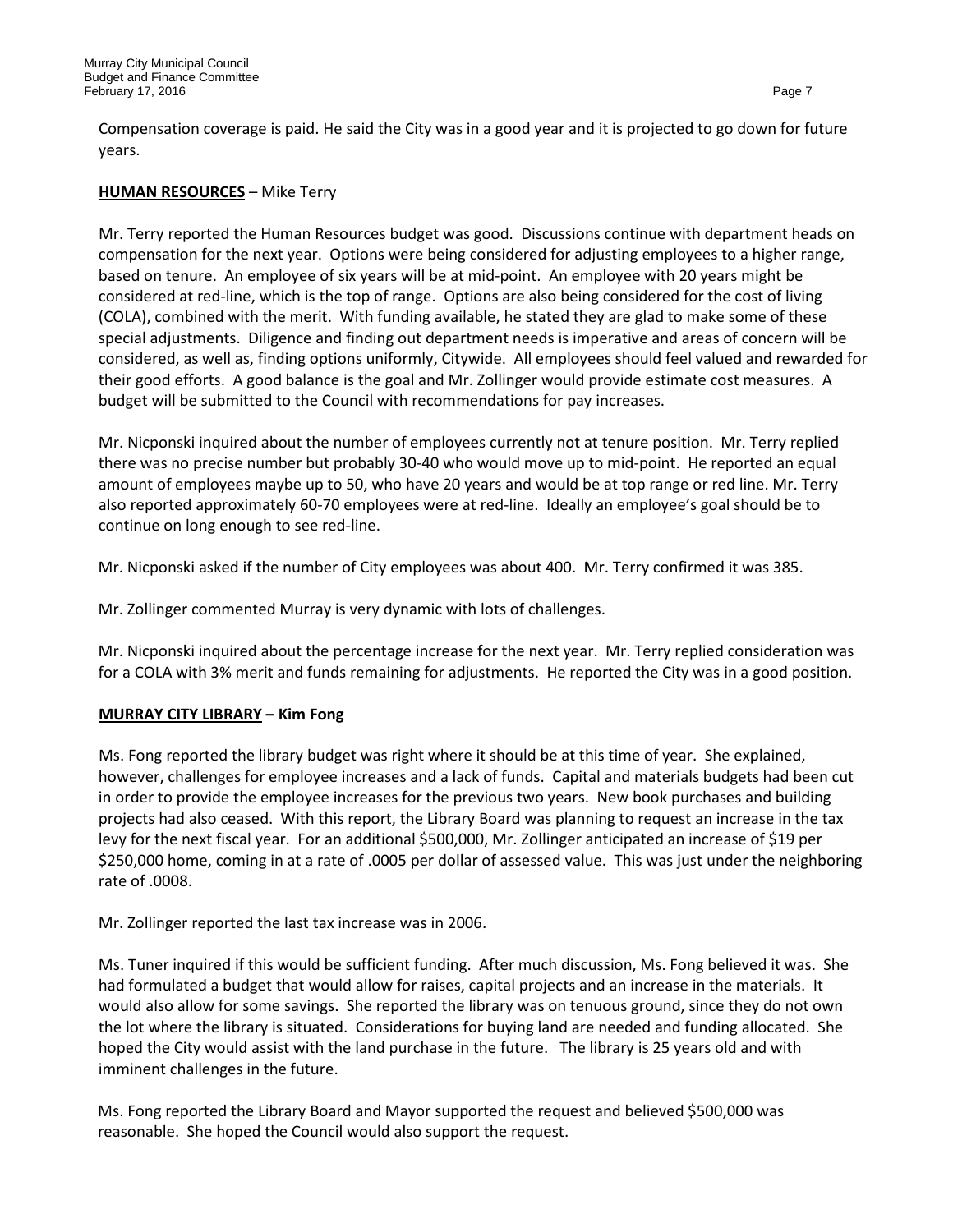Compensation coverage is paid. He said the City was in a good year and it is projected to go down for future years.

**<u>HUMAN RESOURCES</u>** – Mike Terry

Mr. Terry reported the Human Resources budget was good. Discussions continue with department heads on compensation for the next year. Options were being considered for adjusting employees to a higher range, based on tenure. An employee of six years will be at mid-point. An employee with 20 years might be considered at red-line, which is the top of range. Options are also being considered for the cost of living (COLA), combined with the merit. With funding available, he stated they are glad to make some of these special adjustments. Diligence and finding out department needs is imperative and areas of concern will be considered, as well as, finding options uniformly, Citywide. All employees should feel valued and rewarded for their good efforts. A good balance is the goal and Mr. Zollinger would provide estimate cost measures. A budget will be submitted to the Council with recommendations for pay increases.

Mr. Nicponski inquired about the number of employees currently not at tenure position. Mr. Terry replied there was no precise number but probably 30-40 who would move up to mid-point. He reported an equal amount of employees maybe up to 50, who have 20 years and would be at top range or red line. Mr. Terry also reported approximately 60-70 employees were at red-line. Ideally an employee's goal should be to continue on long enough to see red-line.

Mr. Nicponski asked if the number of City employees was about 400. Mr. Terry confirmed it was 385.

Mr. Zollinger commented Murray is very dynamic with lots of challenges.

Mr. Nicponski inquired about the percentage increase for the next year. Mr. Terry replied consideration was for a COLA with 3% merit and funds remaining for adjustments. He reported the City was in a good position.

**<u>MURRAY CITY LIBRARY</u> – Kim Fong**

Ms. Fong reported the library budget was right where it should be at this time of year. She explained, however, challenges for employee increases and a lack of funds. Capital and materials budgets had been cut in order to provide the employee increases for the previous two years. New book purchases and building projects had also ceased. With this report, the Library Board was planning to request an increase in the tax levy for the next fiscal year. For an additional $500,000, Mr. Zollinger anticipated an increase of $19 per $250,000 home, coming in at a rate of .0005 per dollar of assessed value. This was just under the neighboring rate of .0008.

Mr. Zollinger reported the last tax increase was in 2006.

Ms. Tuner inquired if this would be sufficient funding. After much discussion, Ms. Fong believed it was. She had formulated a budget that would allow for raises, capital projects and an increase in the materials. It would also allow for some savings. She reported the library was on tenuous ground, since they do not own the lot where the library is situated. Considerations for buying land are needed and funding allocated. She hoped the City would assist with the land purchase in the future. The library is 25 years old and with imminent challenges in the future.

Ms. Fong reported the Library Board and Mayor supported the request and believed $500,000 was reasonable. She hoped the Council would also support the request.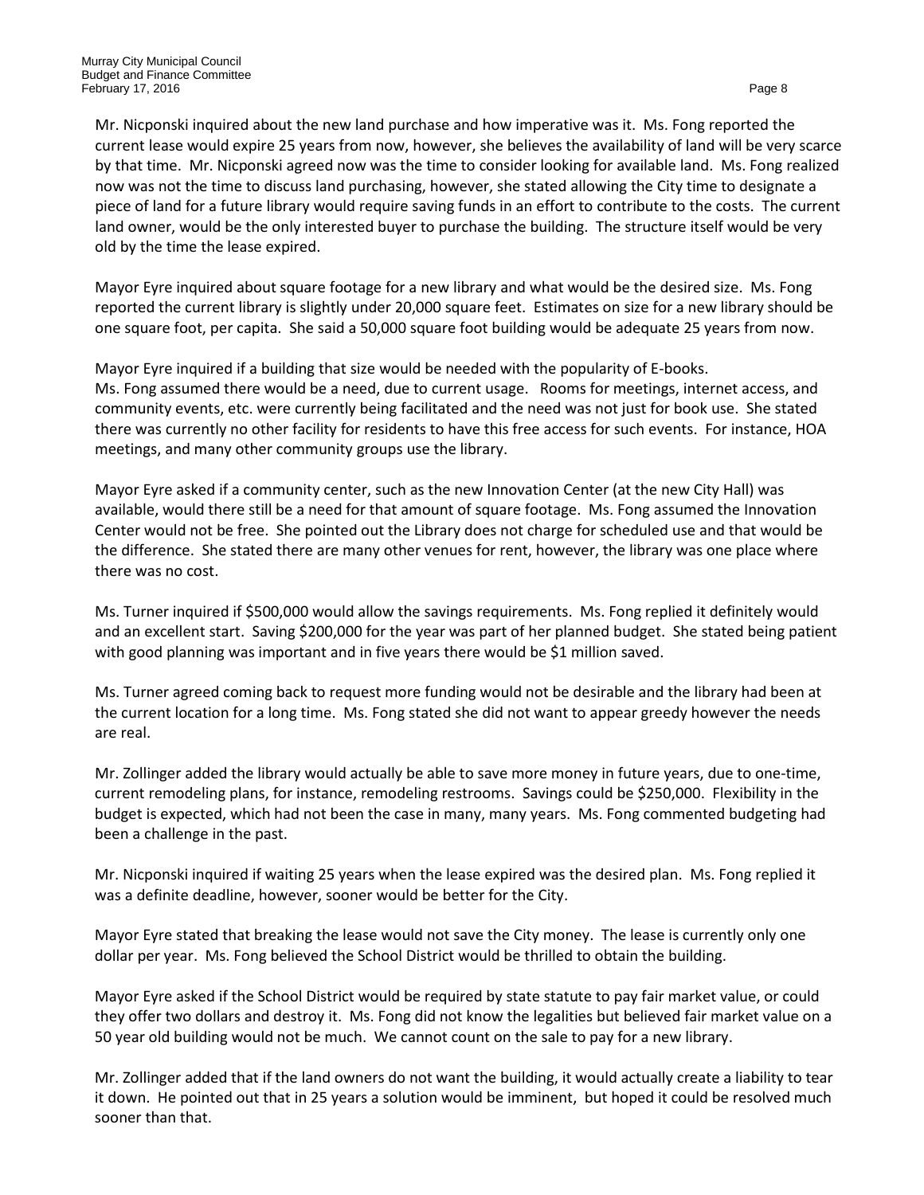Mr. Nicponski inquired about the new land purchase and how imperative was it. Ms. Fong reported the current lease would expire 25 years from now, however, she believes the availability of land will be very scarce by that time. Mr. Nicponski agreed now was the time to consider looking for available land. Ms. Fong realized now was not the time to discuss land purchasing, however, she stated allowing the City time to designate a piece of land for a future library would require saving funds in an effort to contribute to the costs. The current land owner, would be the only interested buyer to purchase the building. The structure itself would be very old by the time the lease expired.

Mayor Eyre inquired about square footage for a new library and what would be the desired size. Ms. Fong reported the current library is slightly under 20,000 square feet. Estimates on size for a new library should be one square foot, per capita. She said a 50,000 square foot building would be adequate 25 years from now.

Mayor Eyre inquired if a building that size would be needed with the popularity of E-books.
Ms. Fong assumed there would be a need, due to current usage. Rooms for meetings, internet access, and community events, etc. were currently being facilitated and the need was not just for book use. She stated there was currently no other facility for residents to have this free access for such events. For instance, HOA meetings, and many other community groups use the library.

Mayor Eyre asked if a community center, such as the new Innovation Center (at the new City Hall) was available, would there still be a need for that amount of square footage. Ms. Fong assumed the Innovation Center would not be free. She pointed out the Library does not charge for scheduled use and that would be the difference. She stated there are many other venues for rent, however, the library was one place where there was no cost.

Ms. Turner inquired if $500,000 would allow the savings requirements. Ms. Fong replied it definitely would and an excellent start. Saving $200,000 for the year was part of her planned budget. She stated being patient with good planning was important and in five years there would be $1 million saved.

Ms. Turner agreed coming back to request more funding would not be desirable and the library had been at the current location for a long time. Ms. Fong stated she did not want to appear greedy however the needs are real.

Mr. Zollinger added the library would actually be able to save more money in future years, due to one-time, current remodeling plans, for instance, remodeling restrooms. Savings could be $250,000. Flexibility in the budget is expected, which had not been the case in many, many years. Ms. Fong commented budgeting had been a challenge in the past.

Mr. Nicponski inquired if waiting 25 years when the lease expired was the desired plan. Ms. Fong replied it was a definite deadline, however, sooner would be better for the City.

Mayor Eyre stated that breaking the lease would not save the City money. The lease is currently only one dollar per year. Ms. Fong believed the School District would be thrilled to obtain the building.

Mayor Eyre asked if the School District would be required by state statute to pay fair market value, or could they offer two dollars and destroy it. Ms. Fong did not know the legalities but believed fair market value on a 50 year old building would not be much. We cannot count on the sale to pay for a new library.

Mr. Zollinger added that if the land owners do not want the building, it would actually create a liability to tear it down. He pointed out that in 25 years a solution would be imminent, but hoped it could be resolved much sooner than that.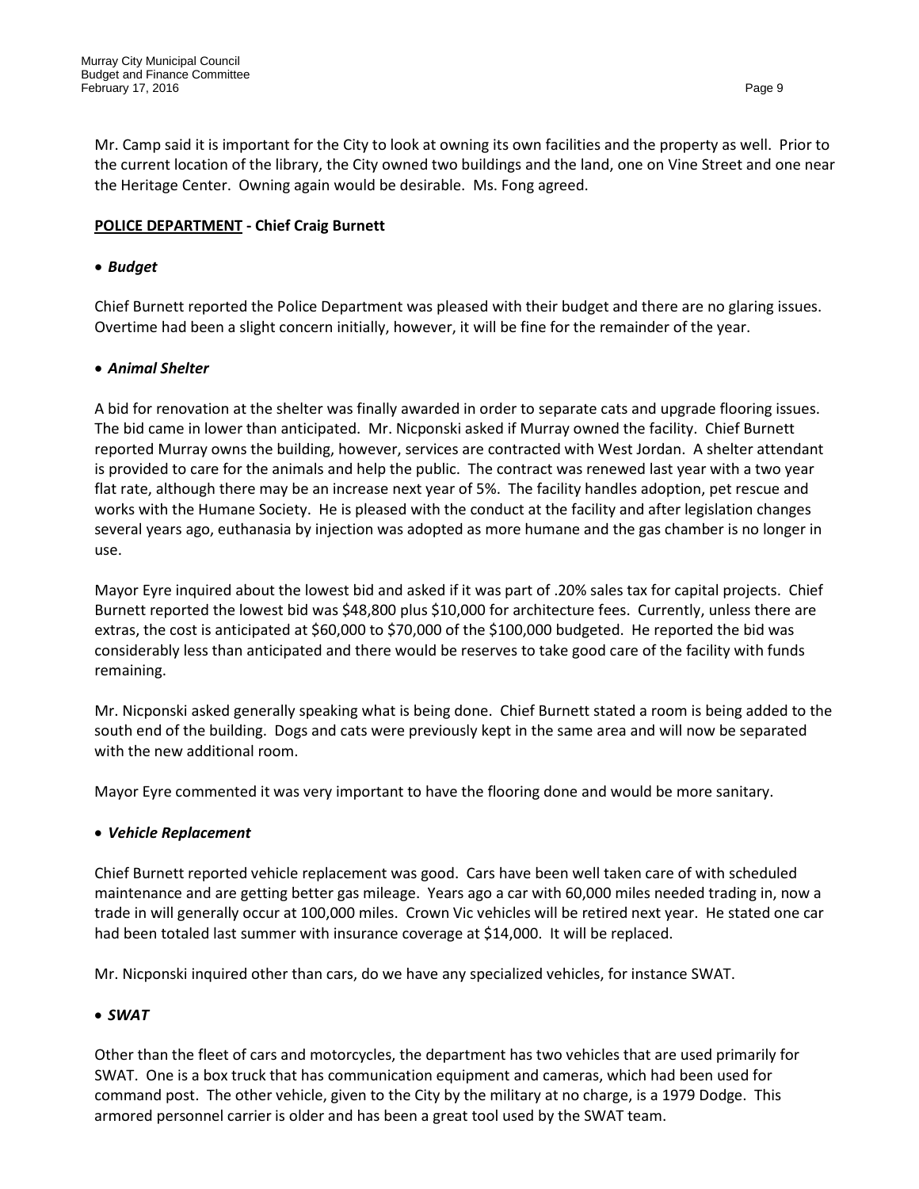Mr. Camp said it is important for the City to look at owning its own facilities and the property as well. Prior to the current location of the library, the City owned two buildings and the land, one on Vine Street and one near the Heritage Center. Owning again would be desirable. Ms. Fong agreed.

**POLICE DEPARTMENT - Chief Craig Burnett**

- ***Budget***

Chief Burnett reported the Police Department was pleased with their budget and there are no glaring issues. Overtime had been a slight concern initially, however, it will be fine for the remainder of the year.

- ***Animal Shelter***

A bid for renovation at the shelter was finally awarded in order to separate cats and upgrade flooring issues. The bid came in lower than anticipated. Mr. Nicponski asked if Murray owned the facility. Chief Burnett reported Murray owns the building, however, services are contracted with West Jordan. A shelter attendant is provided to care for the animals and help the public. The contract was renewed last year with a two year flat rate, although there may be an increase next year of 5%. The facility handles adoption, pet rescue and works with the Humane Society. He is pleased with the conduct at the facility and after legislation changes several years ago, euthanasia by injection was adopted as more humane and the gas chamber is no longer in use.

Mayor Eyre inquired about the lowest bid and asked if it was part of .20% sales tax for capital projects. Chief Burnett reported the lowest bid was $48,800 plus $10,000 for architecture fees. Currently, unless there are extras, the cost is anticipated at $60,000 to $70,000 of the $100,000 budgeted. He reported the bid was considerably less than anticipated and there would be reserves to take good care of the facility with funds remaining.

Mr. Nicponski asked generally speaking what is being done. Chief Burnett stated a room is being added to the south end of the building. Dogs and cats were previously kept in the same area and will now be separated with the new additional room.

Mayor Eyre commented it was very important to have the flooring done and would be more sanitary.

- ***Vehicle Replacement***

Chief Burnett reported vehicle replacement was good. Cars have been well taken care of with scheduled maintenance and are getting better gas mileage. Years ago a car with 60,000 miles needed trading in, now a trade in will generally occur at 100,000 miles. Crown Vic vehicles will be retired next year. He stated one car had been totaled last summer with insurance coverage at $14,000. It will be replaced.

Mr. Nicponski inquired other than cars, do we have any specialized vehicles, for instance SWAT.

- ***SWAT***

Other than the fleet of cars and motorcycles, the department has two vehicles that are used primarily for SWAT. One is a box truck that has communication equipment and cameras, which had been used for command post. The other vehicle, given to the City by the military at no charge, is a 1979 Dodge. This armored personnel carrier is older and has been a great tool used by the SWAT team.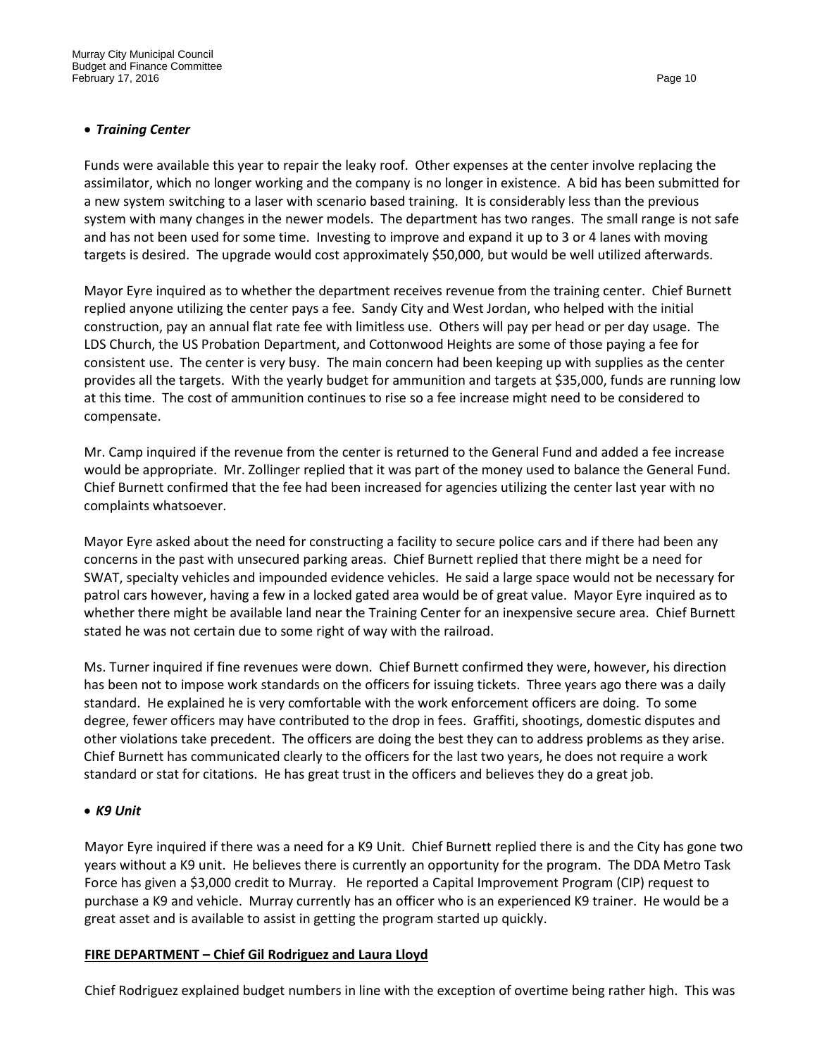- ***Training Center***

Funds were available this year to repair the leaky roof. Other expenses at the center involve replacing the assimilator, which no longer working and the company is no longer in existence. A bid has been submitted for a new system switching to a laser with scenario based training. It is considerably less than the previous system with many changes in the newer models. The department has two ranges. The small range is not safe and has not been used for some time. Investing to improve and expand it up to 3 or 4 lanes with moving targets is desired. The upgrade would cost approximately $50,000, but would be well utilized afterwards.

Mayor Eyre inquired as to whether the department receives revenue from the training center. Chief Burnett replied anyone utilizing the center pays a fee. Sandy City and West Jordan, who helped with the initial construction, pay an annual flat rate fee with limitless use. Others will pay per head or per day usage. The LDS Church, the US Probation Department, and Cottonwood Heights are some of those paying a fee for consistent use. The center is very busy. The main concern had been keeping up with supplies as the center provides all the targets. With the yearly budget for ammunition and targets at $35,000, funds are running low at this time. The cost of ammunition continues to rise so a fee increase might need to be considered to compensate.

Mr. Camp inquired if the revenue from the center is returned to the General Fund and added a fee increase would be appropriate. Mr. Zollinger replied that it was part of the money used to balance the General Fund. Chief Burnett confirmed that the fee had been increased for agencies utilizing the center last year with no complaints whatsoever.

Mayor Eyre asked about the need for constructing a facility to secure police cars and if there had been any concerns in the past with unsecured parking areas. Chief Burnett replied that there might be a need for SWAT, specialty vehicles and impounded evidence vehicles. He said a large space would not be necessary for patrol cars however, having a few in a locked gated area would be of great value. Mayor Eyre inquired as to whether there might be available land near the Training Center for an inexpensive secure area. Chief Burnett stated he was not certain due to some right of way with the railroad.

Ms. Turner inquired if fine revenues were down. Chief Burnett confirmed they were, however, his direction has been not to impose work standards on the officers for issuing tickets. Three years ago there was a daily standard. He explained he is very comfortable with the work enforcement officers are doing. To some degree, fewer officers may have contributed to the drop in fees. Graffiti, shootings, domestic disputes and other violations take precedent. The officers are doing the best they can to address problems as they arise. Chief Burnett has communicated clearly to the officers for the last two years, he does not require a work standard or stat for citations. He has great trust in the officers and believes they do a great job.

- ***K9 Unit***

Mayor Eyre inquired if there was a need for a K9 Unit. Chief Burnett replied there is and the City has gone two years without a K9 unit. He believes there is currently an opportunity for the program. The DDA Metro Task Force has given a $3,000 credit to Murray. He reported a Capital Improvement Program (CIP) request to purchase a K9 and vehicle. Murray currently has an officer who is an experienced K9 trainer. He would be a great asset and is available to assist in getting the program started up quickly.

**<u>FIRE DEPARTMENT – Chief Gil Rodriguez and Laura Lloyd</u>**

Chief Rodriguez explained budget numbers in line with the exception of overtime being rather high. This was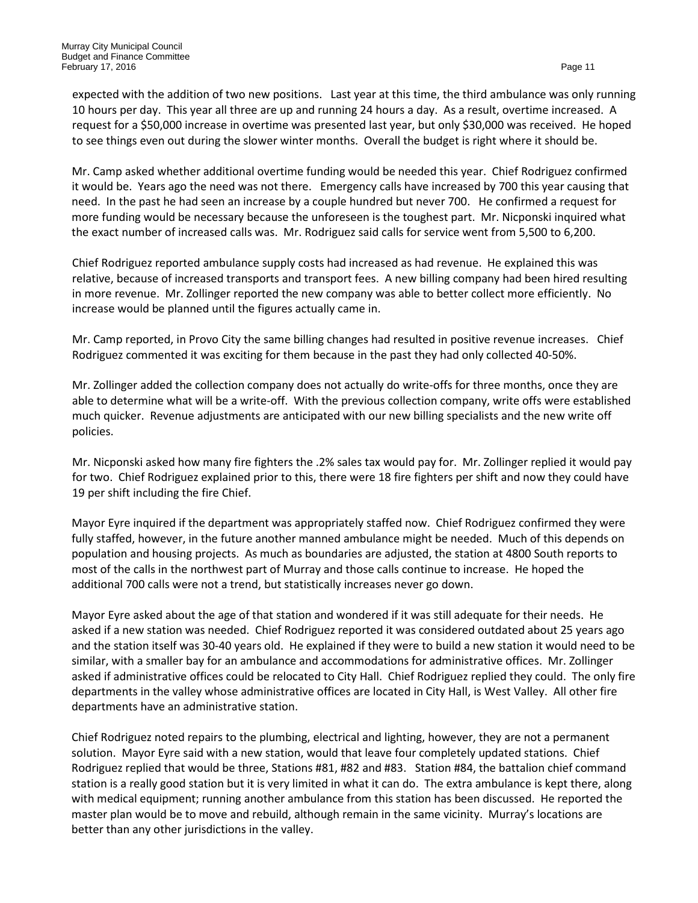expected with the addition of two new positions. Last year at this time, the third ambulance was only running 10 hours per day. This year all three are up and running 24 hours a day. As a result, overtime increased. A request for a $50,000 increase in overtime was presented last year, but only $30,000 was received. He hoped to see things even out during the slower winter months. Overall the budget is right where it should be.

Mr. Camp asked whether additional overtime funding would be needed this year. Chief Rodriguez confirmed it would be. Years ago the need was not there. Emergency calls have increased by 700 this year causing that need. In the past he had seen an increase by a couple hundred but never 700. He confirmed a request for more funding would be necessary because the unforeseen is the toughest part. Mr. Nicponski inquired what the exact number of increased calls was. Mr. Rodriguez said calls for service went from 5,500 to 6,200.

Chief Rodriguez reported ambulance supply costs had increased as had revenue. He explained this was relative, because of increased transports and transport fees. A new billing company had been hired resulting in more revenue. Mr. Zollinger reported the new company was able to better collect more efficiently. No increase would be planned until the figures actually came in.

Mr. Camp reported, in Provo City the same billing changes had resulted in positive revenue increases. Chief Rodriguez commented it was exciting for them because in the past they had only collected 40-50%.

Mr. Zollinger added the collection company does not actually do write-offs for three months, once they are able to determine what will be a write-off. With the previous collection company, write offs were established much quicker. Revenue adjustments are anticipated with our new billing specialists and the new write off policies.

Mr. Nicponski asked how many fire fighters the .2% sales tax would pay for. Mr. Zollinger replied it would pay for two. Chief Rodriguez explained prior to this, there were 18 fire fighters per shift and now they could have 19 per shift including the fire Chief.

Mayor Eyre inquired if the department was appropriately staffed now. Chief Rodriguez confirmed they were fully staffed, however, in the future another manned ambulance might be needed. Much of this depends on population and housing projects. As much as boundaries are adjusted, the station at 4800 South reports to most of the calls in the northwest part of Murray and those calls continue to increase. He hoped the additional 700 calls were not a trend, but statistically increases never go down.

Mayor Eyre asked about the age of that station and wondered if it was still adequate for their needs. He asked if a new station was needed. Chief Rodriguez reported it was considered outdated about 25 years ago and the station itself was 30-40 years old. He explained if they were to build a new station it would need to be similar, with a smaller bay for an ambulance and accommodations for administrative offices. Mr. Zollinger asked if administrative offices could be relocated to City Hall. Chief Rodriguez replied they could. The only fire departments in the valley whose administrative offices are located in City Hall, is West Valley. All other fire departments have an administrative station.

Chief Rodriguez noted repairs to the plumbing, electrical and lighting, however, they are not a permanent solution. Mayor Eyre said with a new station, would that leave four completely updated stations. Chief Rodriguez replied that would be three, Stations #81, #82 and #83. Station #84, the battalion chief command station is a really good station but it is very limited in what it can do. The extra ambulance is kept there, along with medical equipment; running another ambulance from this station has been discussed. He reported the master plan would be to move and rebuild, although remain in the same vicinity. Murray's locations are better than any other jurisdictions in the valley.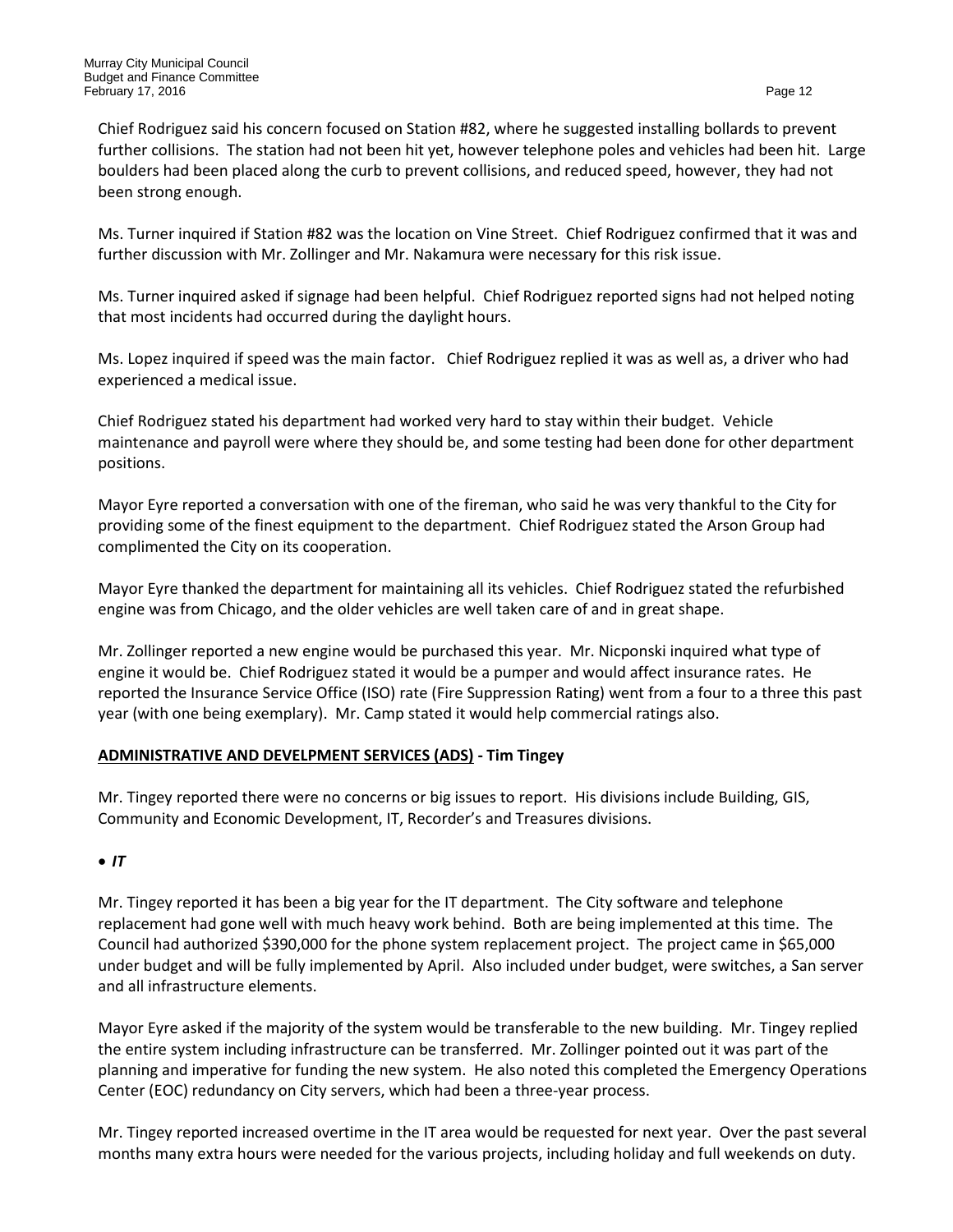Chief Rodriguez said his concern focused on Station #82, where he suggested installing bollards to prevent further collisions. The station had not been hit yet, however telephone poles and vehicles had been hit. Large boulders had been placed along the curb to prevent collisions, and reduced speed, however, they had not been strong enough.

Ms. Turner inquired if Station #82 was the location on Vine Street. Chief Rodriguez confirmed that it was and further discussion with Mr. Zollinger and Mr. Nakamura were necessary for this risk issue.

Ms. Turner inquired asked if signage had been helpful. Chief Rodriguez reported signs had not helped noting that most incidents had occurred during the daylight hours.

Ms. Lopez inquired if speed was the main factor. Chief Rodriguez replied it was as well as, a driver who had experienced a medical issue.

Chief Rodriguez stated his department had worked very hard to stay within their budget. Vehicle maintenance and payroll were where they should be, and some testing had been done for other department positions.

Mayor Eyre reported a conversation with one of the fireman, who said he was very thankful to the City for providing some of the finest equipment to the department. Chief Rodriguez stated the Arson Group had complimented the City on its cooperation.

Mayor Eyre thanked the department for maintaining all its vehicles. Chief Rodriguez stated the refurbished engine was from Chicago, and the older vehicles are well taken care of and in great shape.

Mr. Zollinger reported a new engine would be purchased this year. Mr. Nicponski inquired what type of engine it would be. Chief Rodriguez stated it would be a pumper and would affect insurance rates. He reported the Insurance Service Office (ISO) rate (Fire Suppression Rating) went from a four to a three this past year (with one being exemplary). Mr. Camp stated it would help commercial ratings also.

**ADMINISTRATIVE AND DEVELPMENT SERVICES (ADS) - Tim Tingey**

Mr. Tingey reported there were no concerns or big issues to report. His divisions include Building, GIS, Community and Economic Development, IT, Recorder's and Treasures divisions.

- ***IT***

Mr. Tingey reported it has been a big year for the IT department. The City software and telephone replacement had gone well with much heavy work behind. Both are being implemented at this time. The Council had authorized $390,000 for the phone system replacement project. The project came in $65,000 under budget and will be fully implemented by April. Also included under budget, were switches, a San server and all infrastructure elements.

Mayor Eyre asked if the majority of the system would be transferable to the new building. Mr. Tingey replied the entire system including infrastructure can be transferred. Mr. Zollinger pointed out it was part of the planning and imperative for funding the new system. He also noted this completed the Emergency Operations Center (EOC) redundancy on City servers, which had been a three-year process.

Mr. Tingey reported increased overtime in the IT area would be requested for next year. Over the past several months many extra hours were needed for the various projects, including holiday and full weekends on duty.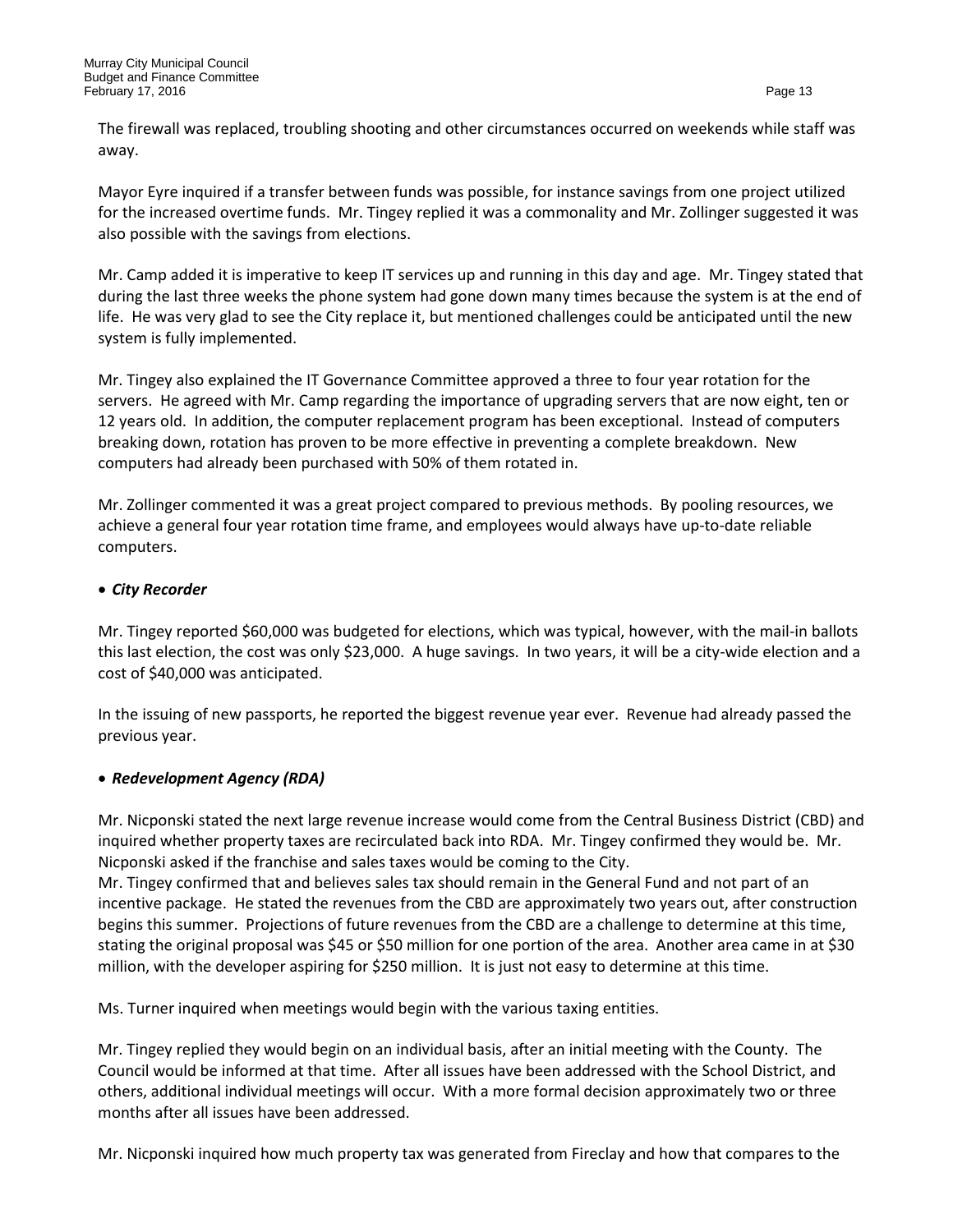The firewall was replaced, troubling shooting and other circumstances occurred on weekends while staff was away.

Mayor Eyre inquired if a transfer between funds was possible, for instance savings from one project utilized for the increased overtime funds. Mr. Tingey replied it was a commonality and Mr. Zollinger suggested it was also possible with the savings from elections.

Mr. Camp added it is imperative to keep IT services up and running in this day and age. Mr. Tingey stated that during the last three weeks the phone system had gone down many times because the system is at the end of life. He was very glad to see the City replace it, but mentioned challenges could be anticipated until the new system is fully implemented.

Mr. Tingey also explained the IT Governance Committee approved a three to four year rotation for the servers. He agreed with Mr. Camp regarding the importance of upgrading servers that are now eight, ten or 12 years old. In addition, the computer replacement program has been exceptional. Instead of computers breaking down, rotation has proven to be more effective in preventing a complete breakdown. New computers had already been purchased with 50% of them rotated in.

Mr. Zollinger commented it was a great project compared to previous methods. By pooling resources, we achieve a general four year rotation time frame, and employees would always have up-to-date reliable computers.

- ***City Recorder***

Mr. Tingey reported $60,000 was budgeted for elections, which was typical, however, with the mail-in ballots this last election, the cost was only $23,000. A huge savings. In two years, it will be a city-wide election and a cost of $40,000 was anticipated.

In the issuing of new passports, he reported the biggest revenue year ever. Revenue had already passed the previous year.

- ***Redevelopment Agency (RDA)***

Mr. Nicponski stated the next large revenue increase would come from the Central Business District (CBD) and inquired whether property taxes are recirculated back into RDA. Mr. Tingey confirmed they would be. Mr. Nicponski asked if the franchise and sales taxes would be coming to the City.
Mr. Tingey confirmed that and believes sales tax should remain in the General Fund and not part of an incentive package. He stated the revenues from the CBD are approximately two years out, after construction begins this summer. Projections of future revenues from the CBD are a challenge to determine at this time, stating the original proposal was $45 or $50 million for one portion of the area. Another area came in at $30 million, with the developer aspiring for $250 million. It is just not easy to determine at this time.

Ms. Turner inquired when meetings would begin with the various taxing entities.

Mr. Tingey replied they would begin on an individual basis, after an initial meeting with the County. The Council would be informed at that time. After all issues have been addressed with the School District, and others, additional individual meetings will occur. With a more formal decision approximately two or three months after all issues have been addressed.

Mr. Nicponski inquired how much property tax was generated from Fireclay and how that compares to the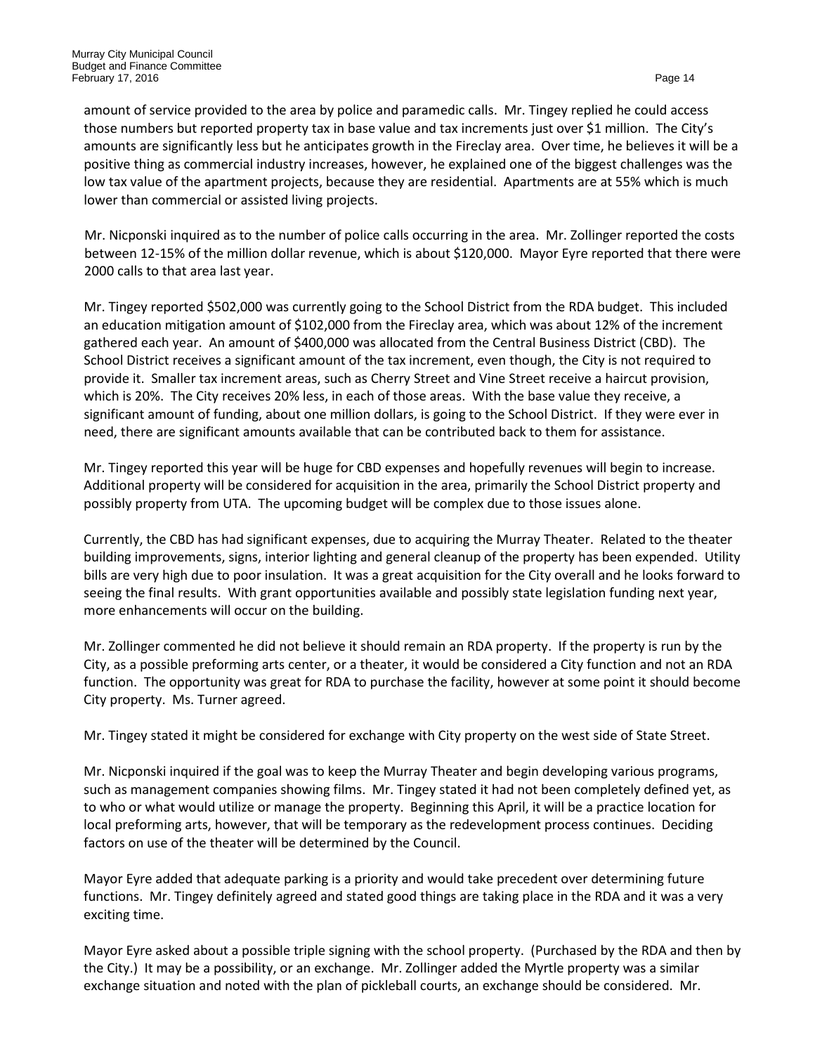amount of service provided to the area by police and paramedic calls. Mr. Tingey replied he could access those numbers but reported property tax in base value and tax increments just over $1 million. The City's amounts are significantly less but he anticipates growth in the Fireclay area. Over time, he believes it will be a positive thing as commercial industry increases, however, he explained one of the biggest challenges was the low tax value of the apartment projects, because they are residential. Apartments are at 55% which is much lower than commercial or assisted living projects.

Mr. Nicponski inquired as to the number of police calls occurring in the area. Mr. Zollinger reported the costs between 12-15% of the million dollar revenue, which is about $120,000. Mayor Eyre reported that there were 2000 calls to that area last year.

Mr. Tingey reported $502,000 was currently going to the School District from the RDA budget. This included an education mitigation amount of $102,000 from the Fireclay area, which was about 12% of the increment gathered each year. An amount of $400,000 was allocated from the Central Business District (CBD). The School District receives a significant amount of the tax increment, even though, the City is not required to provide it. Smaller tax increment areas, such as Cherry Street and Vine Street receive a haircut provision, which is 20%. The City receives 20% less, in each of those areas. With the base value they receive, a significant amount of funding, about one million dollars, is going to the School District. If they were ever in need, there are significant amounts available that can be contributed back to them for assistance.

Mr. Tingey reported this year will be huge for CBD expenses and hopefully revenues will begin to increase. Additional property will be considered for acquisition in the area, primarily the School District property and possibly property from UTA. The upcoming budget will be complex due to those issues alone.

Currently, the CBD has had significant expenses, due to acquiring the Murray Theater. Related to the theater building improvements, signs, interior lighting and general cleanup of the property has been expended. Utility bills are very high due to poor insulation. It was a great acquisition for the City overall and he looks forward to seeing the final results. With grant opportunities available and possibly state legislation funding next year, more enhancements will occur on the building.

Mr. Zollinger commented he did not believe it should remain an RDA property. If the property is run by the City, as a possible preforming arts center, or a theater, it would be considered a City function and not an RDA function. The opportunity was great for RDA to purchase the facility, however at some point it should become City property. Ms. Turner agreed.

Mr. Tingey stated it might be considered for exchange with City property on the west side of State Street.

Mr. Nicponski inquired if the goal was to keep the Murray Theater and begin developing various programs, such as management companies showing films. Mr. Tingey stated it had not been completely defined yet, as to who or what would utilize or manage the property. Beginning this April, it will be a practice location for local preforming arts, however, that will be temporary as the redevelopment process continues. Deciding factors on use of the theater will be determined by the Council.

Mayor Eyre added that adequate parking is a priority and would take precedent over determining future functions. Mr. Tingey definitely agreed and stated good things are taking place in the RDA and it was a very exciting time.

Mayor Eyre asked about a possible triple signing with the school property. (Purchased by the RDA and then by the City.) It may be a possibility, or an exchange. Mr. Zollinger added the Myrtle property was a similar exchange situation and noted with the plan of pickleball courts, an exchange should be considered. Mr.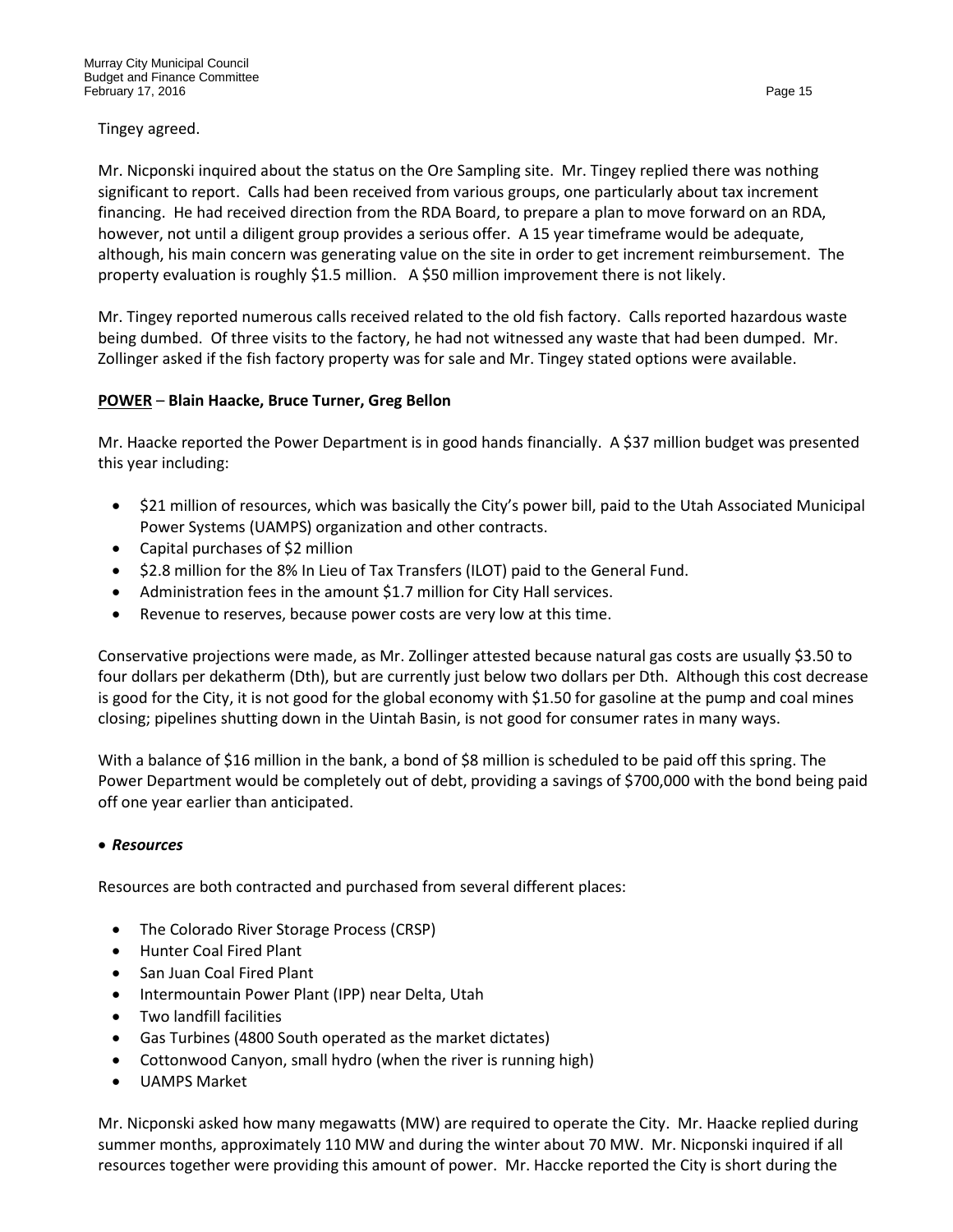Tingey agreed.

Mr. Nicponski inquired about the status on the Ore Sampling site. Mr. Tingey replied there was nothing significant to report. Calls had been received from various groups, one particularly about tax increment financing. He had received direction from the RDA Board, to prepare a plan to move forward on an RDA, however, not until a diligent group provides a serious offer. A 15 year timeframe would be adequate, although, his main concern was generating value on the site in order to get increment reimbursement. The property evaluation is roughly $1.5 million. A $50 million improvement there is not likely.

Mr. Tingey reported numerous calls received related to the old fish factory. Calls reported hazardous waste being dumbed. Of three visits to the factory, he had not witnessed any waste that had been dumped. Mr. Zollinger asked if the fish factory property was for sale and Mr. Tingey stated options were available.

**<u>POWER</u> – Blain Haacke, Bruce Turner, Greg Bellon**

Mr. Haacke reported the Power Department is in good hands financially. A $37 million budget was presented this year including:

- $21 million of resources, which was basically the City's power bill, paid to the Utah Associated Municipal Power Systems (UAMPS) organization and other contracts.
- Capital purchases of $2 million
- $2.8 million for the 8% In Lieu of Tax Transfers (ILOT) paid to the General Fund.
- Administration fees in the amount $1.7 million for City Hall services.
- Revenue to reserves, because power costs are very low at this time.

Conservative projections were made, as Mr. Zollinger attested because natural gas costs are usually $3.50 to four dollars per dekatherm (Dth), but are currently just below two dollars per Dth. Although this cost decrease is good for the City, it is not good for the global economy with $1.50 for gasoline at the pump and coal mines closing; pipelines shutting down in the Uintah Basin, is not good for consumer rates in many ways.

With a balance of $16 million in the bank, a bond of $8 million is scheduled to be paid off this spring. The Power Department would be completely out of debt, providing a savings of $700,000 with the bond being paid off one year earlier than anticipated.

- ***Resources***

Resources are both contracted and purchased from several different places:

- The Colorado River Storage Process (CRSP)
- Hunter Coal Fired Plant
- San Juan Coal Fired Plant
- Intermountain Power Plant (IPP) near Delta, Utah
- Two landfill facilities
- Gas Turbines (4800 South operated as the market dictates)
- Cottonwood Canyon, small hydro (when the river is running high)
- UAMPS Market

Mr. Nicponski asked how many megawatts (MW) are required to operate the City. Mr. Haacke replied during summer months, approximately 110 MW and during the winter about 70 MW. Mr. Nicponski inquired if all resources together were providing this amount of power. Mr. Haccke reported the City is short during the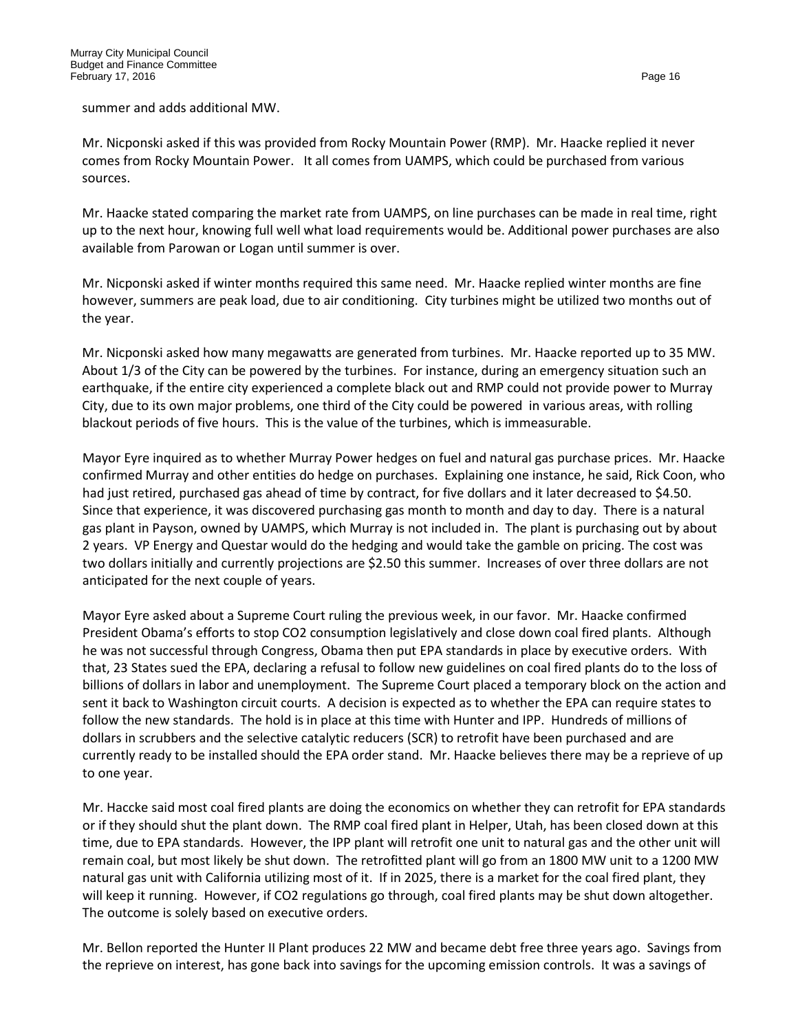summer and adds additional MW.

Mr. Nicponski asked if this was provided from Rocky Mountain Power (RMP). Mr. Haacke replied it never comes from Rocky Mountain Power. It all comes from UAMPS, which could be purchased from various sources.

Mr. Haacke stated comparing the market rate from UAMPS, on line purchases can be made in real time, right up to the next hour, knowing full well what load requirements would be. Additional power purchases are also available from Parowan or Logan until summer is over.

Mr. Nicponski asked if winter months required this same need. Mr. Haacke replied winter months are fine however, summers are peak load, due to air conditioning. City turbines might be utilized two months out of the year.

Mr. Nicponski asked how many megawatts are generated from turbines. Mr. Haacke reported up to 35 MW. About 1/3 of the City can be powered by the turbines. For instance, during an emergency situation such an earthquake, if the entire city experienced a complete black out and RMP could not provide power to Murray City, due to its own major problems, one third of the City could be powered in various areas, with rolling blackout periods of five hours. This is the value of the turbines, which is immeasurable.

Mayor Eyre inquired as to whether Murray Power hedges on fuel and natural gas purchase prices. Mr. Haacke confirmed Murray and other entities do hedge on purchases. Explaining one instance, he said, Rick Coon, who had just retired, purchased gas ahead of time by contract, for five dollars and it later decreased to $4.50. Since that experience, it was discovered purchasing gas month to month and day to day. There is a natural gas plant in Payson, owned by UAMPS, which Murray is not included in. The plant is purchasing out by about 2 years. VP Energy and Questar would do the hedging and would take the gamble on pricing. The cost was two dollars initially and currently projections are $2.50 this summer. Increases of over three dollars are not anticipated for the next couple of years.

Mayor Eyre asked about a Supreme Court ruling the previous week, in our favor. Mr. Haacke confirmed President Obama's efforts to stop CO2 consumption legislatively and close down coal fired plants. Although he was not successful through Congress, Obama then put EPA standards in place by executive orders. With that, 23 States sued the EPA, declaring a refusal to follow new guidelines on coal fired plants do to the loss of billions of dollars in labor and unemployment. The Supreme Court placed a temporary block on the action and sent it back to Washington circuit courts. A decision is expected as to whether the EPA can require states to follow the new standards. The hold is in place at this time with Hunter and IPP. Hundreds of millions of dollars in scrubbers and the selective catalytic reducers (SCR) to retrofit have been purchased and are currently ready to be installed should the EPA order stand. Mr. Haacke believes there may be a reprieve of up to one year.

Mr. Haccke said most coal fired plants are doing the economics on whether they can retrofit for EPA standards or if they should shut the plant down. The RMP coal fired plant in Helper, Utah, has been closed down at this time, due to EPA standards. However, the IPP plant will retrofit one unit to natural gas and the other unit will remain coal, but most likely be shut down. The retrofitted plant will go from an 1800 MW unit to a 1200 MW natural gas unit with California utilizing most of it. If in 2025, there is a market for the coal fired plant, they will keep it running. However, if CO2 regulations go through, coal fired plants may be shut down altogether. The outcome is solely based on executive orders.

Mr. Bellon reported the Hunter II Plant produces 22 MW and became debt free three years ago. Savings from the reprieve on interest, has gone back into savings for the upcoming emission controls. It was a savings of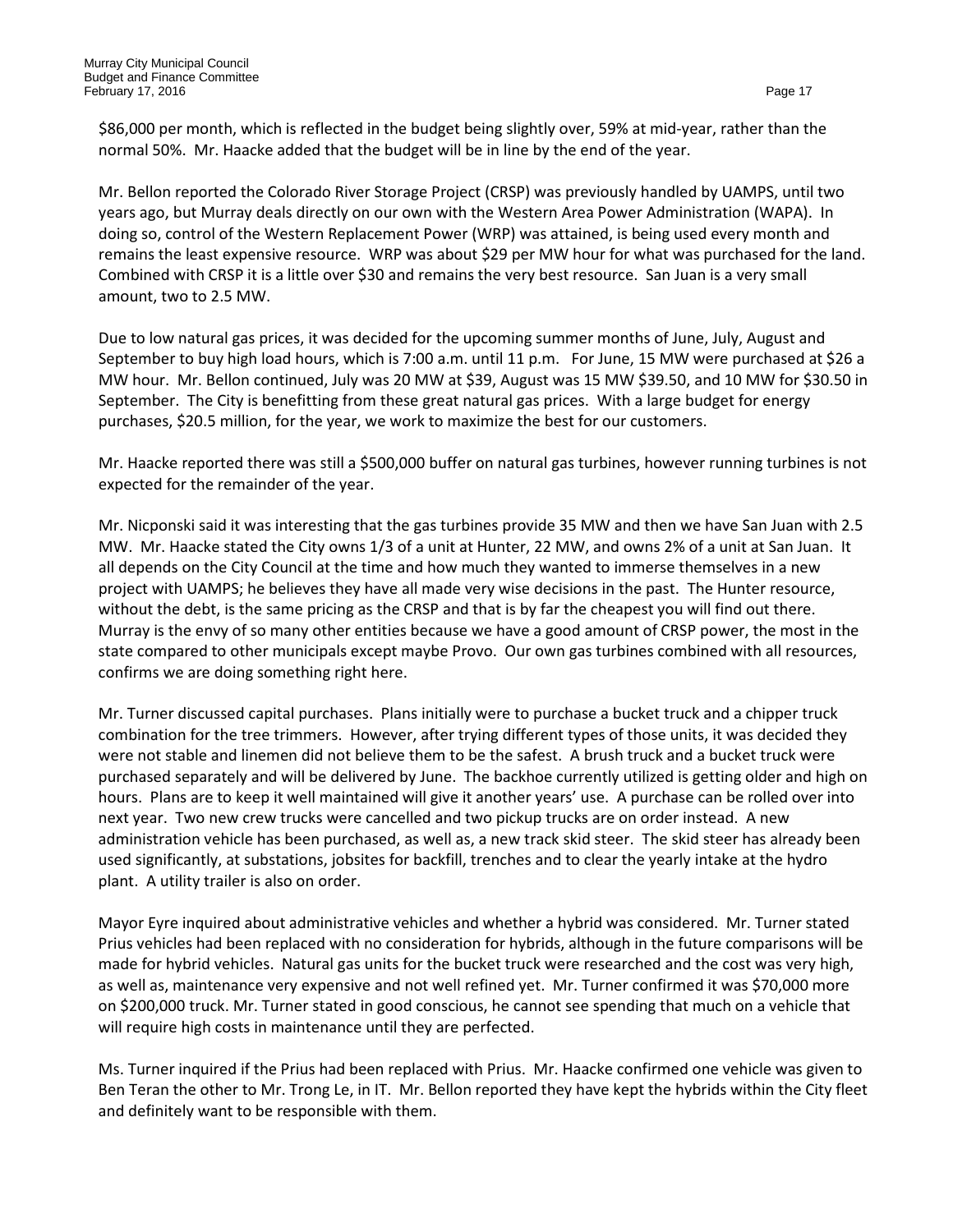$86,000 per month, which is reflected in the budget being slightly over, 59% at mid-year, rather than the normal 50%. Mr. Haacke added that the budget will be in line by the end of the year.

Mr. Bellon reported the Colorado River Storage Project (CRSP) was previously handled by UAMPS, until two years ago, but Murray deals directly on our own with the Western Area Power Administration (WAPA). In doing so, control of the Western Replacement Power (WRP) was attained, is being used every month and remains the least expensive resource. WRP was about $29 per MW hour for what was purchased for the land. Combined with CRSP it is a little over $30 and remains the very best resource. San Juan is a very small amount, two to 2.5 MW.

Due to low natural gas prices, it was decided for the upcoming summer months of June, July, August and September to buy high load hours, which is 7:00 a.m. until 11 p.m. For June, 15 MW were purchased at $26 a MW hour. Mr. Bellon continued, July was 20 MW at $39, August was 15 MW $39.50, and 10 MW for $30.50 in September. The City is benefitting from these great natural gas prices. With a large budget for energy purchases, $20.5 million, for the year, we work to maximize the best for our customers.

Mr. Haacke reported there was still a $500,000 buffer on natural gas turbines, however running turbines is not expected for the remainder of the year.

Mr. Nicponski said it was interesting that the gas turbines provide 35 MW and then we have San Juan with 2.5 MW. Mr. Haacke stated the City owns 1/3 of a unit at Hunter, 22 MW, and owns 2% of a unit at San Juan. It all depends on the City Council at the time and how much they wanted to immerse themselves in a new project with UAMPS; he believes they have all made very wise decisions in the past. The Hunter resource, without the debt, is the same pricing as the CRSP and that is by far the cheapest you will find out there. Murray is the envy of so many other entities because we have a good amount of CRSP power, the most in the state compared to other municipals except maybe Provo. Our own gas turbines combined with all resources, confirms we are doing something right here.

Mr. Turner discussed capital purchases. Plans initially were to purchase a bucket truck and a chipper truck combination for the tree trimmers. However, after trying different types of those units, it was decided they were not stable and linemen did not believe them to be the safest. A brush truck and a bucket truck were purchased separately and will be delivered by June. The backhoe currently utilized is getting older and high on hours. Plans are to keep it well maintained will give it another years' use. A purchase can be rolled over into next year. Two new crew trucks were cancelled and two pickup trucks are on order instead. A new administration vehicle has been purchased, as well as, a new track skid steer. The skid steer has already been used significantly, at substations, jobsites for backfill, trenches and to clear the yearly intake at the hydro plant. A utility trailer is also on order.

Mayor Eyre inquired about administrative vehicles and whether a hybrid was considered. Mr. Turner stated Prius vehicles had been replaced with no consideration for hybrids, although in the future comparisons will be made for hybrid vehicles. Natural gas units for the bucket truck were researched and the cost was very high, as well as, maintenance very expensive and not well refined yet. Mr. Turner confirmed it was $70,000 more on $200,000 truck. Mr. Turner stated in good conscious, he cannot see spending that much on a vehicle that will require high costs in maintenance until they are perfected.

Ms. Turner inquired if the Prius had been replaced with Prius. Mr. Haacke confirmed one vehicle was given to Ben Teran the other to Mr. Trong Le, in IT. Mr. Bellon reported they have kept the hybrids within the City fleet and definitely want to be responsible with them.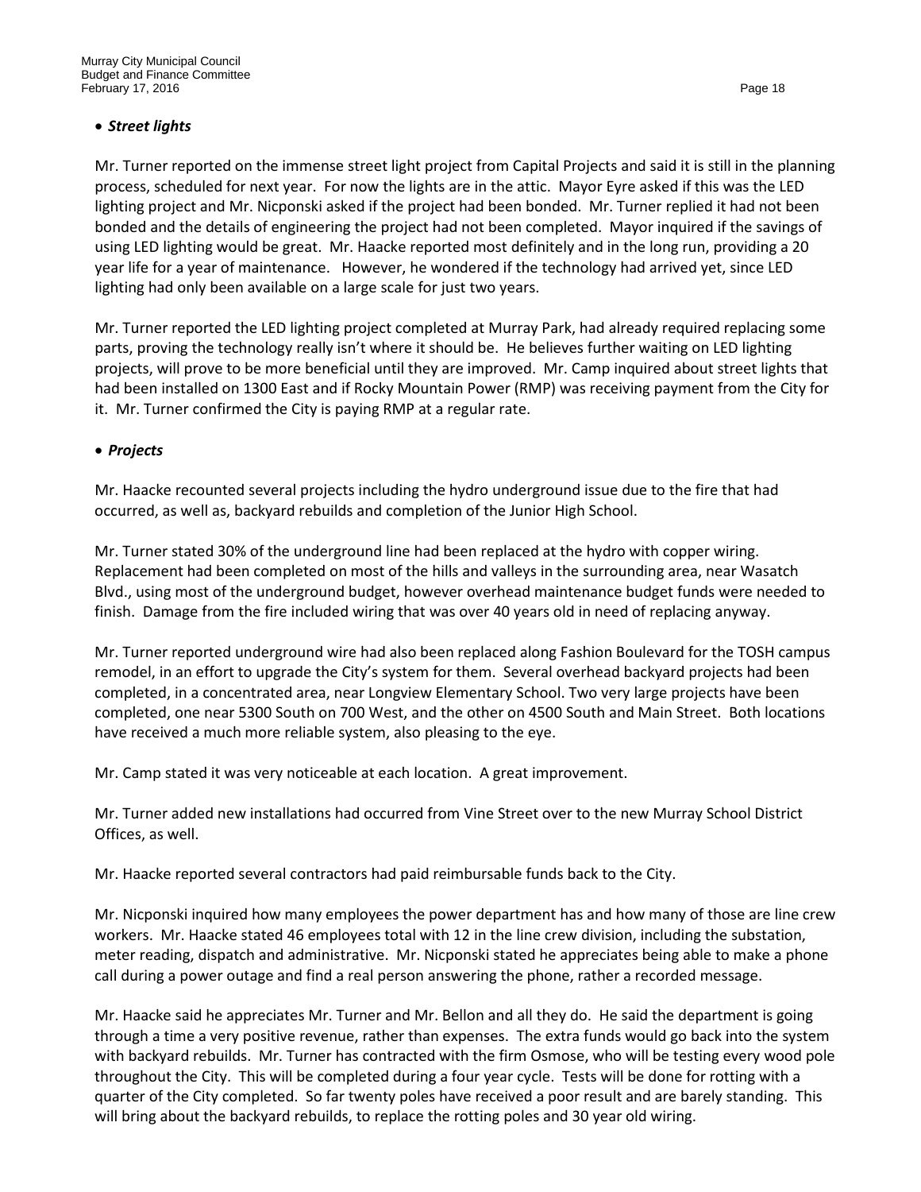- ***Street lights***

Mr. Turner reported on the immense street light project from Capital Projects and said it is still in the planning process, scheduled for next year. For now the lights are in the attic. Mayor Eyre asked if this was the LED lighting project and Mr. Nicponski asked if the project had been bonded. Mr. Turner replied it had not been bonded and the details of engineering the project had not been completed. Mayor inquired if the savings of using LED lighting would be great. Mr. Haacke reported most definitely and in the long run, providing a 20 year life for a year of maintenance. However, he wondered if the technology had arrived yet, since LED lighting had only been available on a large scale for just two years.

Mr. Turner reported the LED lighting project completed at Murray Park, had already required replacing some parts, proving the technology really isn't where it should be. He believes further waiting on LED lighting projects, will prove to be more beneficial until they are improved. Mr. Camp inquired about street lights that had been installed on 1300 East and if Rocky Mountain Power (RMP) was receiving payment from the City for it. Mr. Turner confirmed the City is paying RMP at a regular rate.

- ***Projects***

Mr. Haacke recounted several projects including the hydro underground issue due to the fire that had occurred, as well as, backyard rebuilds and completion of the Junior High School.

Mr. Turner stated 30% of the underground line had been replaced at the hydro with copper wiring. Replacement had been completed on most of the hills and valleys in the surrounding area, near Wasatch Blvd., using most of the underground budget, however overhead maintenance budget funds were needed to finish. Damage from the fire included wiring that was over 40 years old in need of replacing anyway.

Mr. Turner reported underground wire had also been replaced along Fashion Boulevard for the TOSH campus remodel, in an effort to upgrade the City's system for them. Several overhead backyard projects had been completed, in a concentrated area, near Longview Elementary School. Two very large projects have been completed, one near 5300 South on 700 West, and the other on 4500 South and Main Street. Both locations have received a much more reliable system, also pleasing to the eye.

Mr. Camp stated it was very noticeable at each location. A great improvement.

Mr. Turner added new installations had occurred from Vine Street over to the new Murray School District Offices, as well.

Mr. Haacke reported several contractors had paid reimbursable funds back to the City.

Mr. Nicponski inquired how many employees the power department has and how many of those are line crew workers. Mr. Haacke stated 46 employees total with 12 in the line crew division, including the substation, meter reading, dispatch and administrative. Mr. Nicponski stated he appreciates being able to make a phone call during a power outage and find a real person answering the phone, rather a recorded message.

Mr. Haacke said he appreciates Mr. Turner and Mr. Bellon and all they do. He said the department is going through a time a very positive revenue, rather than expenses. The extra funds would go back into the system with backyard rebuilds. Mr. Turner has contracted with the firm Osmose, who will be testing every wood pole throughout the City. This will be completed during a four year cycle. Tests will be done for rotting with a quarter of the City completed. So far twenty poles have received a poor result and are barely standing. This will bring about the backyard rebuilds, to replace the rotting poles and 30 year old wiring.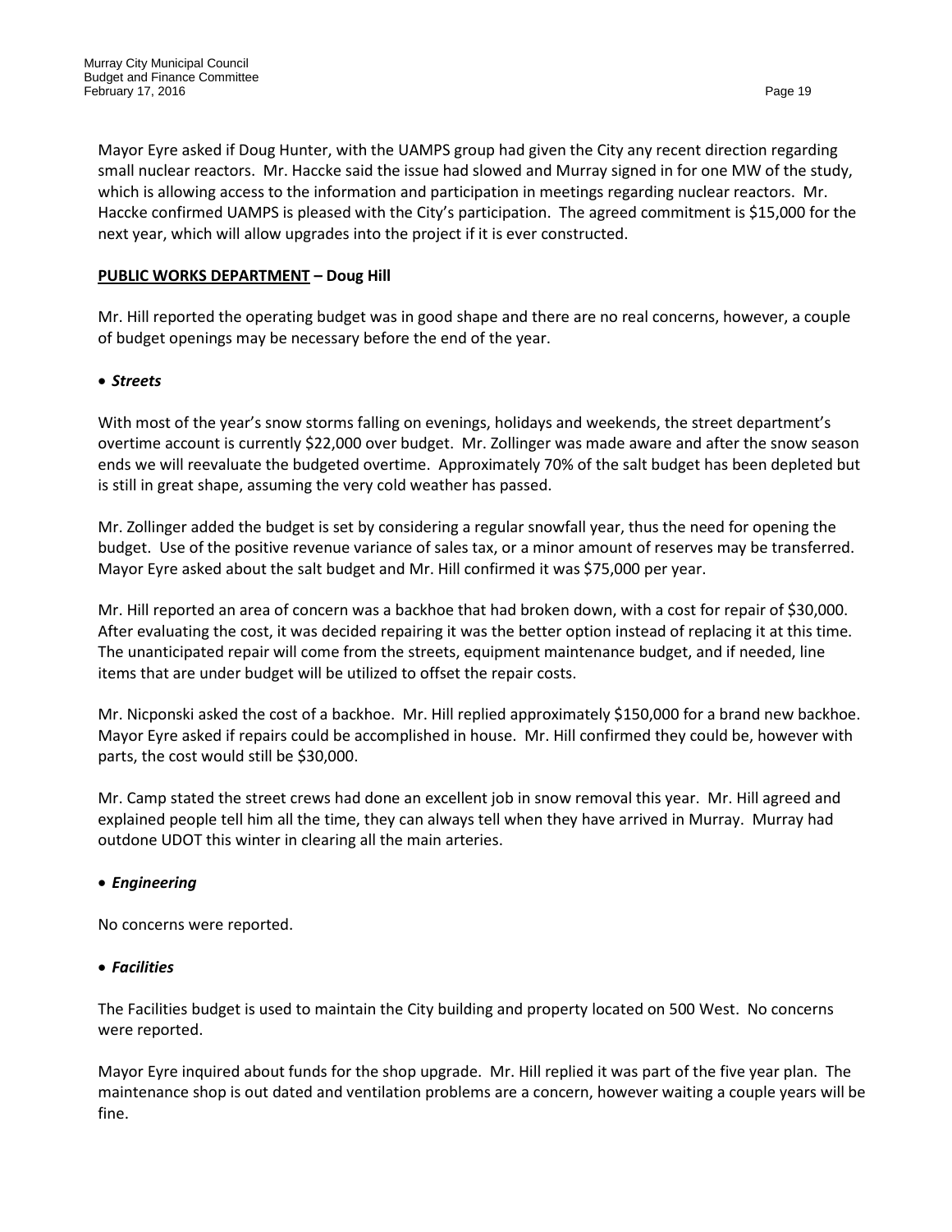Mayor Eyre asked if Doug Hunter, with the UAMPS group had given the City any recent direction regarding small nuclear reactors. Mr. Haccke said the issue had slowed and Murray signed in for one MW of the study, which is allowing access to the information and participation in meetings regarding nuclear reactors. Mr. Haccke confirmed UAMPS is pleased with the City's participation. The agreed commitment is $15,000 for the next year, which will allow upgrades into the project if it is ever constructed.

**PUBLIC WORKS DEPARTMENT – Doug Hill**

Mr. Hill reported the operating budget was in good shape and there are no real concerns, however, a couple of budget openings may be necessary before the end of the year.

- ***Streets***

With most of the year's snow storms falling on evenings, holidays and weekends, the street department's overtime account is currently $22,000 over budget. Mr. Zollinger was made aware and after the snow season ends we will reevaluate the budgeted overtime. Approximately 70% of the salt budget has been depleted but is still in great shape, assuming the very cold weather has passed.

Mr. Zollinger added the budget is set by considering a regular snowfall year, thus the need for opening the budget. Use of the positive revenue variance of sales tax, or a minor amount of reserves may be transferred. Mayor Eyre asked about the salt budget and Mr. Hill confirmed it was $75,000 per year.

Mr. Hill reported an area of concern was a backhoe that had broken down, with a cost for repair of $30,000. After evaluating the cost, it was decided repairing it was the better option instead of replacing it at this time. The unanticipated repair will come from the streets, equipment maintenance budget, and if needed, line items that are under budget will be utilized to offset the repair costs.

Mr. Nicponski asked the cost of a backhoe. Mr. Hill replied approximately $150,000 for a brand new backhoe. Mayor Eyre asked if repairs could be accomplished in house. Mr. Hill confirmed they could be, however with parts, the cost would still be $30,000.

Mr. Camp stated the street crews had done an excellent job in snow removal this year. Mr. Hill agreed and explained people tell him all the time, they can always tell when they have arrived in Murray. Murray had outdone UDOT this winter in clearing all the main arteries.

- ***Engineering***

No concerns were reported.

- ***Facilities***

The Facilities budget is used to maintain the City building and property located on 500 West. No concerns were reported.

Mayor Eyre inquired about funds for the shop upgrade. Mr. Hill replied it was part of the five year plan. The maintenance shop is out dated and ventilation problems are a concern, however waiting a couple years will be fine.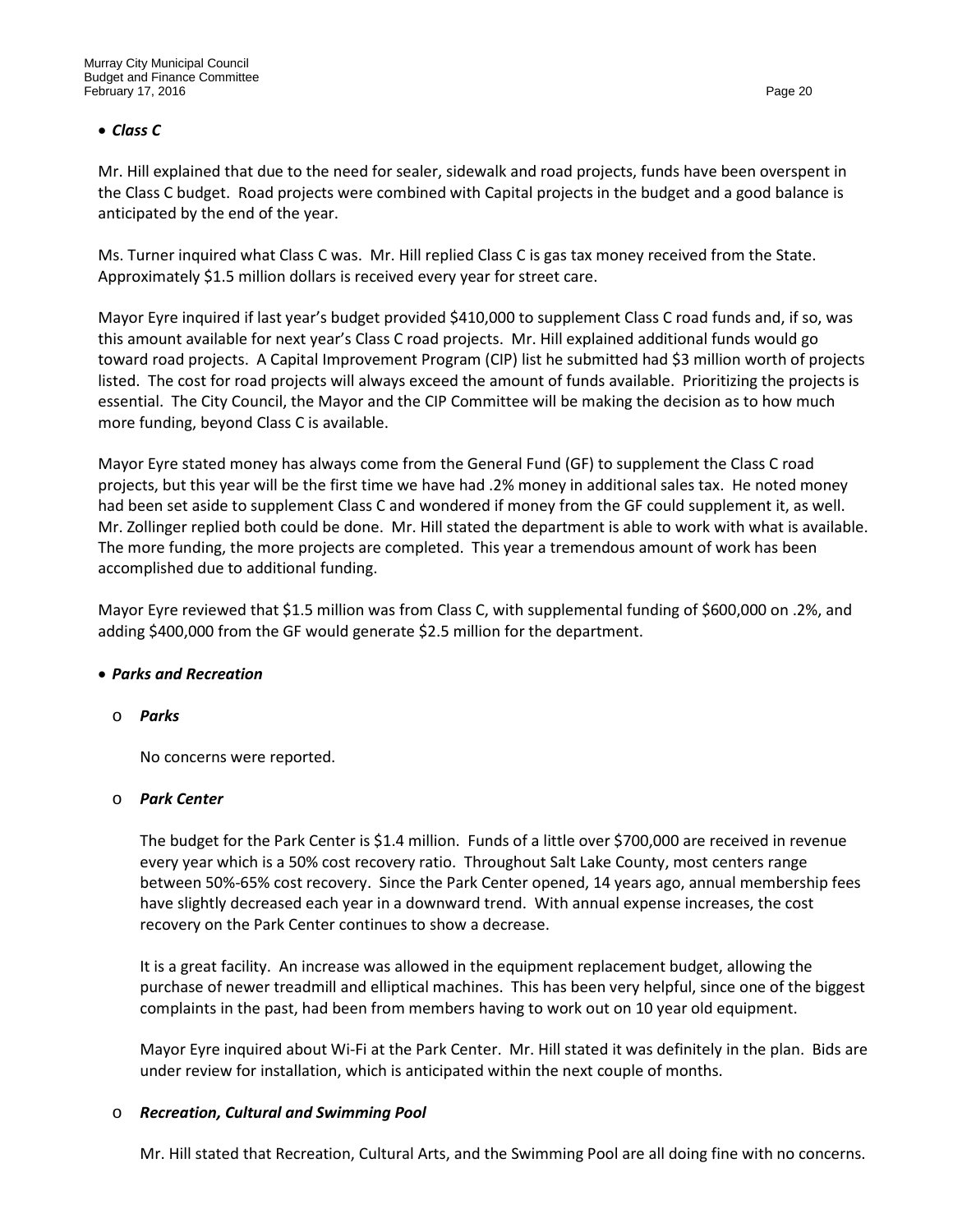- ***Class C***

Mr. Hill explained that due to the need for sealer, sidewalk and road projects, funds have been overspent in the Class C budget. Road projects were combined with Capital projects in the budget and a good balance is anticipated by the end of the year.

Ms. Turner inquired what Class C was. Mr. Hill replied Class C is gas tax money received from the State. Approximately $1.5 million dollars is received every year for street care.

Mayor Eyre inquired if last year's budget provided $410,000 to supplement Class C road funds and, if so, was this amount available for next year's Class C road projects. Mr. Hill explained additional funds would go toward road projects. A Capital Improvement Program (CIP) list he submitted had $3 million worth of projects listed. The cost for road projects will always exceed the amount of funds available. Prioritizing the projects is essential. The City Council, the Mayor and the CIP Committee will be making the decision as to how much more funding, beyond Class C is available.

Mayor Eyre stated money has always come from the General Fund (GF) to supplement the Class C road projects, but this year will be the first time we have had .2% money in additional sales tax. He noted money had been set aside to supplement Class C and wondered if money from the GF could supplement it, as well. Mr. Zollinger replied both could be done. Mr. Hill stated the department is able to work with what is available. The more funding, the more projects are completed. This year a tremendous amount of work has been accomplished due to additional funding.

Mayor Eyre reviewed that $1.5 million was from Class C, with supplemental funding of $600,000 on .2%, and adding $400,000 from the GF would generate $2.5 million for the department.

- ***Parks and Recreation***

  - ***Parks***

    No concerns were reported.

  - ***Park Center***

    The budget for the Park Center is $1.4 million. Funds of a little over $700,000 are received in revenue every year which is a 50% cost recovery ratio. Throughout Salt Lake County, most centers range between 50%-65% cost recovery. Since the Park Center opened, 14 years ago, annual membership fees have slightly decreased each year in a downward trend. With annual expense increases, the cost recovery on the Park Center continues to show a decrease.

    It is a great facility. An increase was allowed in the equipment replacement budget, allowing the purchase of newer treadmill and elliptical machines. This has been very helpful, since one of the biggest complaints in the past, had been from members having to work out on 10 year old equipment.

    Mayor Eyre inquired about Wi-Fi at the Park Center. Mr. Hill stated it was definitely in the plan. Bids are under review for installation, which is anticipated within the next couple of months.

  - ***Recreation, Cultural and Swimming Pool***

    Mr. Hill stated that Recreation, Cultural Arts, and the Swimming Pool are all doing fine with no concerns.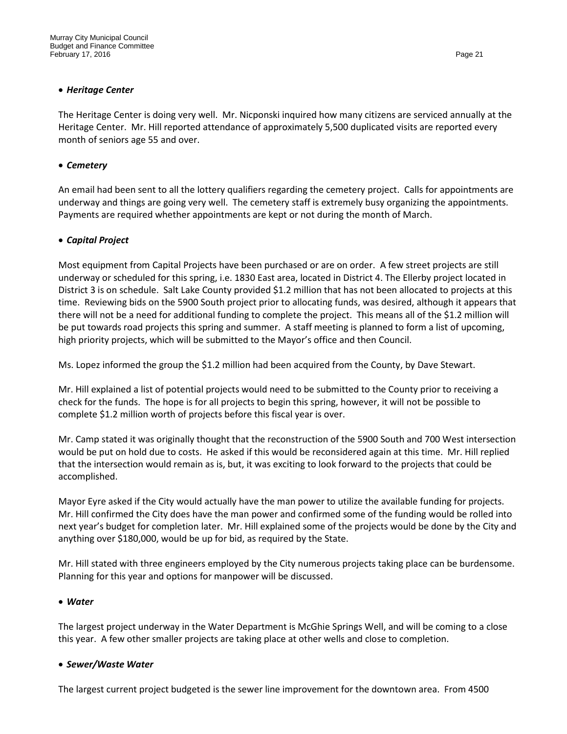- ***Heritage Center***

The Heritage Center is doing very well. Mr. Nicponski inquired how many citizens are serviced annually at the Heritage Center. Mr. Hill reported attendance of approximately 5,500 duplicated visits are reported every month of seniors age 55 and over.

- ***Cemetery***

An email had been sent to all the lottery qualifiers regarding the cemetery project. Calls for appointments are underway and things are going very well. The cemetery staff is extremely busy organizing the appointments. Payments are required whether appointments are kept or not during the month of March.

- ***Capital Project***

Most equipment from Capital Projects have been purchased or are on order. A few street projects are still underway or scheduled for this spring, i.e. 1830 East area, located in District 4. The Ellerby project located in District 3 is on schedule. Salt Lake County provided $1.2 million that has not been allocated to projects at this time. Reviewing bids on the 5900 South project prior to allocating funds, was desired, although it appears that there will not be a need for additional funding to complete the project. This means all of the $1.2 million will be put towards road projects this spring and summer. A staff meeting is planned to form a list of upcoming, high priority projects, which will be submitted to the Mayor's office and then Council.

Ms. Lopez informed the group the $1.2 million had been acquired from the County, by Dave Stewart.

Mr. Hill explained a list of potential projects would need to be submitted to the County prior to receiving a check for the funds. The hope is for all projects to begin this spring, however, it will not be possible to complete $1.2 million worth of projects before this fiscal year is over.

Mr. Camp stated it was originally thought that the reconstruction of the 5900 South and 700 West intersection would be put on hold due to costs. He asked if this would be reconsidered again at this time. Mr. Hill replied that the intersection would remain as is, but, it was exciting to look forward to the projects that could be accomplished.

Mayor Eyre asked if the City would actually have the man power to utilize the available funding for projects. Mr. Hill confirmed the City does have the man power and confirmed some of the funding would be rolled into next year's budget for completion later. Mr. Hill explained some of the projects would be done by the City and anything over $180,000, would be up for bid, as required by the State.

Mr. Hill stated with three engineers employed by the City numerous projects taking place can be burdensome. Planning for this year and options for manpower will be discussed.

- ***Water***

The largest project underway in the Water Department is McGhie Springs Well, and will be coming to a close this year. A few other smaller projects are taking place at other wells and close to completion.

- ***Sewer/Waste Water***

The largest current project budgeted is the sewer line improvement for the downtown area. From 4500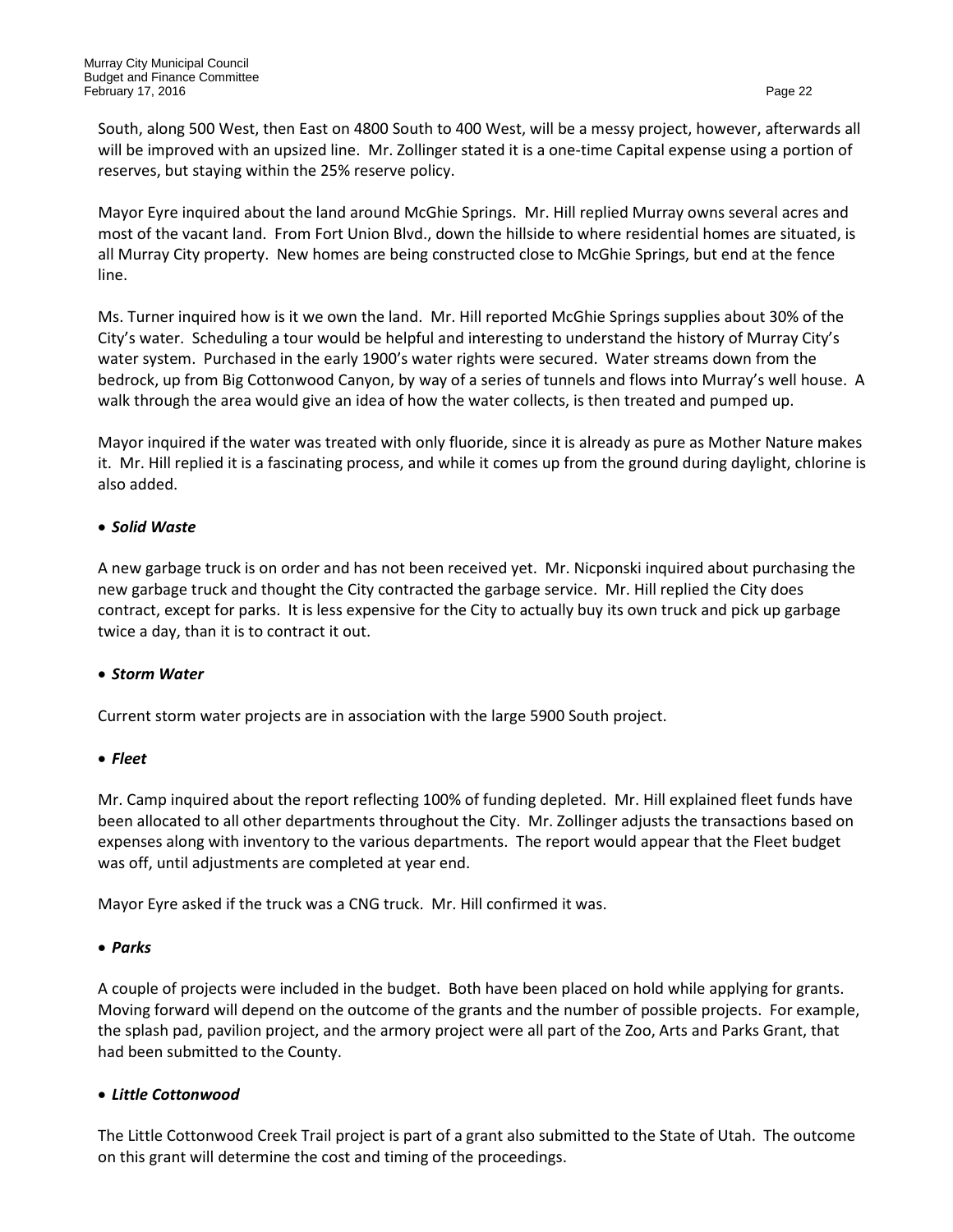South, along 500 West, then East on 4800 South to 400 West, will be a messy project, however, afterwards all will be improved with an upsized line. Mr. Zollinger stated it is a one-time Capital expense using a portion of reserves, but staying within the 25% reserve policy.

Mayor Eyre inquired about the land around McGhie Springs. Mr. Hill replied Murray owns several acres and most of the vacant land. From Fort Union Blvd., down the hillside to where residential homes are situated, is all Murray City property. New homes are being constructed close to McGhie Springs, but end at the fence line.

Ms. Turner inquired how is it we own the land. Mr. Hill reported McGhie Springs supplies about 30% of the City's water. Scheduling a tour would be helpful and interesting to understand the history of Murray City's water system. Purchased in the early 1900's water rights were secured. Water streams down from the bedrock, up from Big Cottonwood Canyon, by way of a series of tunnels and flows into Murray's well house. A walk through the area would give an idea of how the water collects, is then treated and pumped up.

Mayor inquired if the water was treated with only fluoride, since it is already as pure as Mother Nature makes it. Mr. Hill replied it is a fascinating process, and while it comes up from the ground during daylight, chlorine is also added.

- ***Solid Waste***

A new garbage truck is on order and has not been received yet. Mr. Nicponski inquired about purchasing the new garbage truck and thought the City contracted the garbage service. Mr. Hill replied the City does contract, except for parks. It is less expensive for the City to actually buy its own truck and pick up garbage twice a day, than it is to contract it out.

- ***Storm Water***

Current storm water projects are in association with the large 5900 South project.

- ***Fleet***

Mr. Camp inquired about the report reflecting 100% of funding depleted. Mr. Hill explained fleet funds have been allocated to all other departments throughout the City. Mr. Zollinger adjusts the transactions based on expenses along with inventory to the various departments. The report would appear that the Fleet budget was off, until adjustments are completed at year end.

Mayor Eyre asked if the truck was a CNG truck. Mr. Hill confirmed it was.

- ***Parks***

A couple of projects were included in the budget. Both have been placed on hold while applying for grants. Moving forward will depend on the outcome of the grants and the number of possible projects. For example, the splash pad, pavilion project, and the armory project were all part of the Zoo, Arts and Parks Grant, that had been submitted to the County.

- ***Little Cottonwood***

The Little Cottonwood Creek Trail project is part of a grant also submitted to the State of Utah. The outcome on this grant will determine the cost and timing of the proceedings.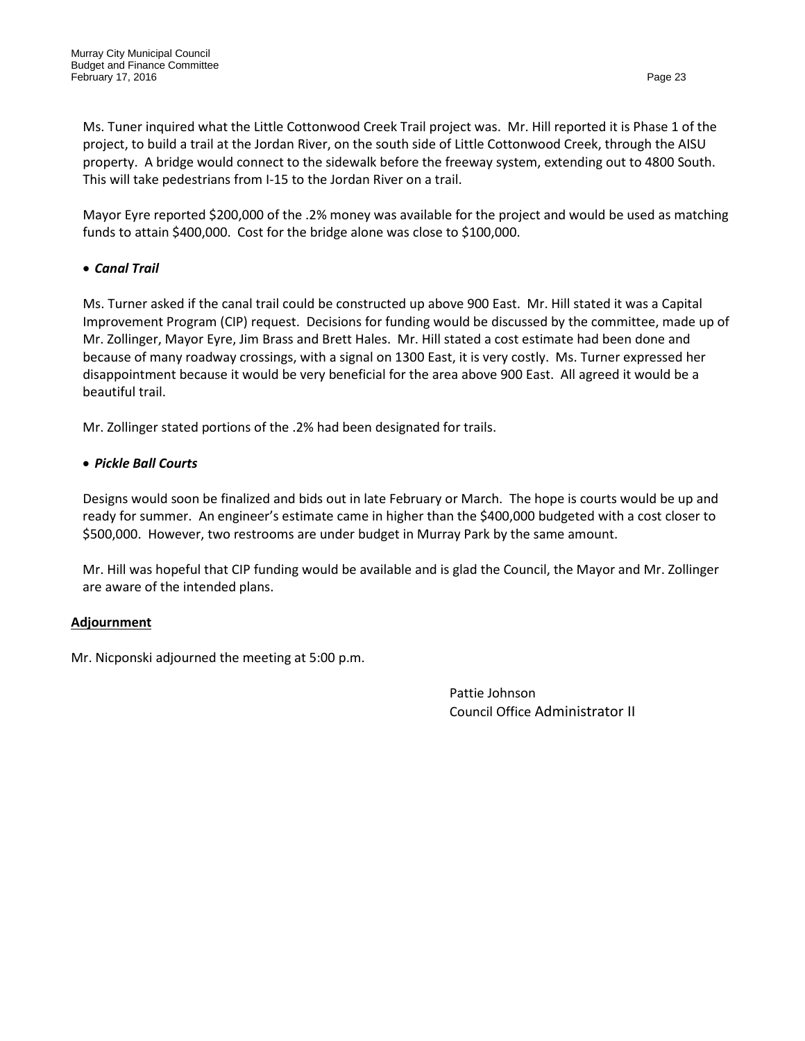Ms. Tuner inquired what the Little Cottonwood Creek Trail project was. Mr. Hill reported it is Phase 1 of the project, to build a trail at the Jordan River, on the south side of Little Cottonwood Creek, through the AISU property. A bridge would connect to the sidewalk before the freeway system, extending out to 4800 South. This will take pedestrians from I-15 to the Jordan River on a trail.

Mayor Eyre reported $200,000 of the .2% money was available for the project and would be used as matching funds to attain $400,000. Cost for the bridge alone was close to $100,000.

- ***Canal Trail***

Ms. Turner asked if the canal trail could be constructed up above 900 East. Mr. Hill stated it was a Capital Improvement Program (CIP) request. Decisions for funding would be discussed by the committee, made up of Mr. Zollinger, Mayor Eyre, Jim Brass and Brett Hales. Mr. Hill stated a cost estimate had been done and because of many roadway crossings, with a signal on 1300 East, it is very costly. Ms. Turner expressed her disappointment because it would be very beneficial for the area above 900 East. All agreed it would be a beautiful trail.

Mr. Zollinger stated portions of the .2% had been designated for trails.

- ***Pickle Ball Courts***

Designs would soon be finalized and bids out in late February or March. The hope is courts would be up and ready for summer. An engineer's estimate came in higher than the $400,000 budgeted with a cost closer to $500,000. However, two restrooms are under budget in Murray Park by the same amount.

Mr. Hill was hopeful that CIP funding would be available and is glad the Council, the Mayor and Mr. Zollinger are aware of the intended plans.

**<u>Adjournment</u>**

Mr. Nicponski adjourned the meeting at 5:00 p.m.

Pattie Johnson
Council Office Administrator II